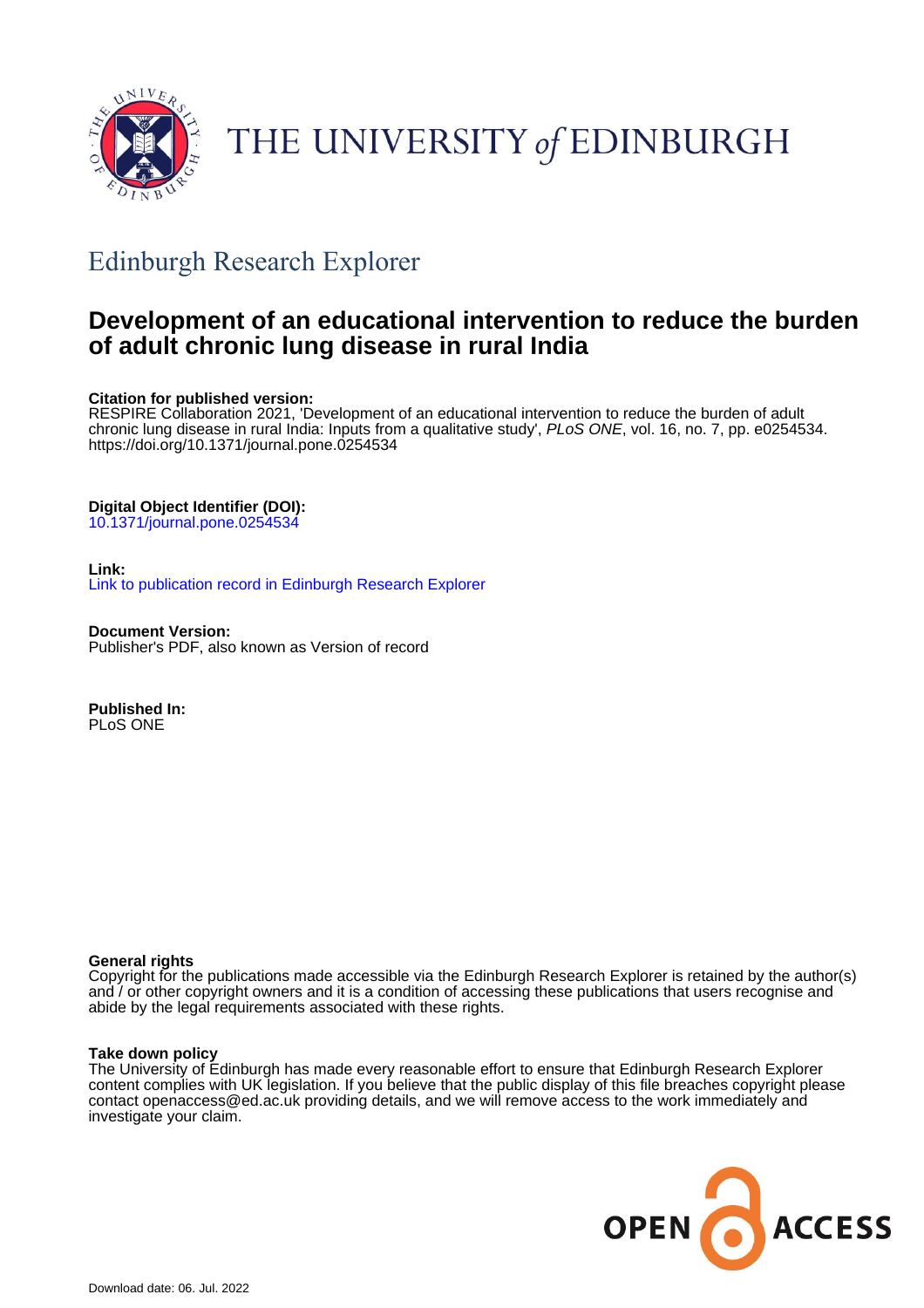THE UNIVERSITY *of* EDINBURGH

## Edinburgh Research Explorer

# Development of an educational intervention to reduce the burden of adult chronic lung disease in rural India

**Citation for published version:**
RESPIRE Collaboration 2021, 'Development of an educational intervention to reduce the burden of adult chronic lung disease in rural India: Inputs from a qualitative study', *PLoS ONE*, vol. 16, no. 7, pp. e0254534. https://doi.org/10.1371/journal.pone.0254534

**Digital Object Identifier (DOI):**
10.1371/journal.pone.0254534

**Link:**
Link to publication record in Edinburgh Research Explorer

**Document Version:**
Publisher's PDF, also known as Version of record

**Published In:**
PLoS ONE

**General rights**
Copyright for the publications made accessible via the Edinburgh Research Explorer is retained by the author(s) and / or other copyright owners and it is a condition of accessing these publications that users recognise and abide by the legal requirements associated with these rights.

**Take down policy**
The University of Edinburgh has made every reasonable effort to ensure that Edinburgh Research Explorer content complies with UK legislation. If you believe that the public display of this file breaches copyright please contact openaccess@ed.ac.uk providing details, and we will remove access to the work immediately and investigate your claim.

OPEN ACCESS

Download date: 06. Jul. 2022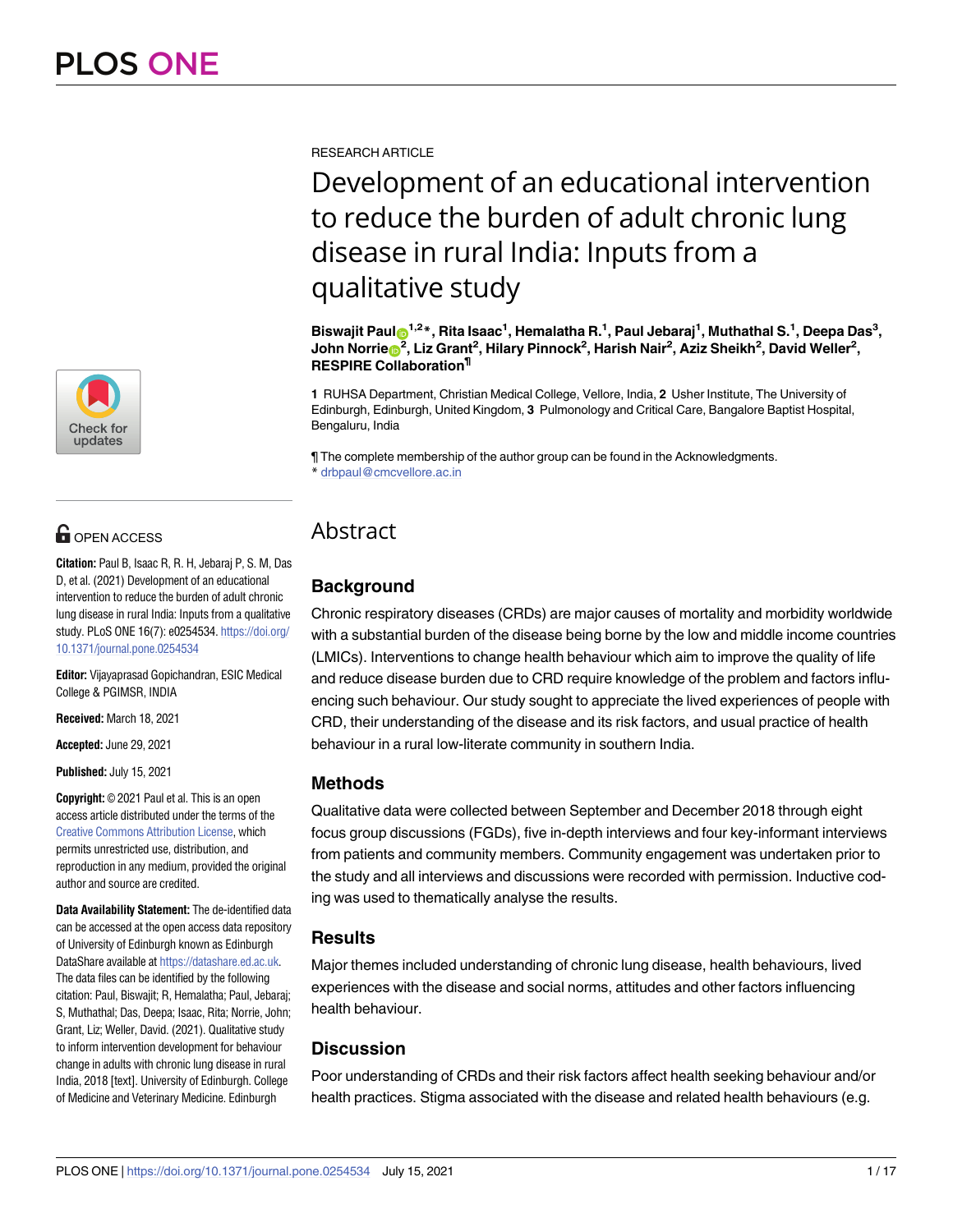RESEARCH ARTICLE

# Development of an educational intervention to reduce the burden of adult chronic lung disease in rural India: Inputs from a qualitative study

**Biswajit Paul**[1,2]*, **Rita Isaac**[1], **Hemalatha R.**[1], **Paul Jebaraj**[1], **Muthathal S.**[1], **Deepa Das**[3], **John Norrie**[2], **Liz Grant**[2], **Hilary Pinnock**[2], **Harish Nair**[2], **Aziz Sheikh**[2], **David Weller**[2], **RESPIRE Collaboration**[¶]

**1** RUHSA Department, Christian Medical College, Vellore, India, **2** Usher Institute, The University of Edinburgh, Edinburgh, United Kingdom, **3** Pulmonology and Critical Care, Bangalore Baptist Hospital, Bengaluru, India

¶ The complete membership of the author group can be found in the Acknowledgments.
* drbpaul@cmcvellore.ac.in

OPEN ACCESS

**Citation:** Paul B, Isaac R, R. H, Jebaraj P, S. M, Das D, et al. (2021) Development of an educational intervention to reduce the burden of adult chronic lung disease in rural India: Inputs from a qualitative study. PLoS ONE 16(7): e0254534. https://doi.org/10.1371/journal.pone.0254534

**Editor:** Vijayaprasad Gopichandran, ESIC Medical College & PGIMSR, INDIA

**Received:** March 18, 2021

**Accepted:** June 29, 2021

**Published:** July 15, 2021

**Copyright:** © 2021 Paul et al. This is an open access article distributed under the terms of the Creative Commons Attribution License, which permits unrestricted use, distribution, and reproduction in any medium, provided the original author and source are credited.

**Data Availability Statement:** The de-identified data can be accessed at the open access data repository of University of Edinburgh known as Edinburgh DataShare available at https://datashare.ed.ac.uk. The data files can be identified by the following citation: Paul, Biswajit; R, Hemalatha; Paul, Jebaraj; S, Muthathal; Das, Deepa; Isaac, Rita; Norrie, John; Grant, Liz; Weller, David. (2021). Qualitative study to inform intervention development for behaviour change in adults with chronic lung disease in rural India, 2018 [text]. University of Edinburgh. College of Medicine and Veterinary Medicine. Edinburgh

## Abstract

### Background

Chronic respiratory diseases (CRDs) are major causes of mortality and morbidity worldwide with a substantial burden of the disease being borne by the low and middle income countries (LMICs). Interventions to change health behaviour which aim to improve the quality of life and reduce disease burden due to CRD require knowledge of the problem and factors influencing such behaviour. Our study sought to appreciate the lived experiences of people with CRD, their understanding of the disease and its risk factors, and usual practice of health behaviour in a rural low-literate community in southern India.

### Methods

Qualitative data were collected between September and December 2018 through eight focus group discussions (FGDs), five in-depth interviews and four key-informant interviews from patients and community members. Community engagement was undertaken prior to the study and all interviews and discussions were recorded with permission. Inductive coding was used to thematically analyse the results.

### Results

Major themes included understanding of chronic lung disease, health behaviours, lived experiences with the disease and social norms, attitudes and other factors influencing health behaviour.

### Discussion

Poor understanding of CRDs and their risk factors affect health seeking behaviour and/or health practices. Stigma associated with the disease and related health behaviours (e.g.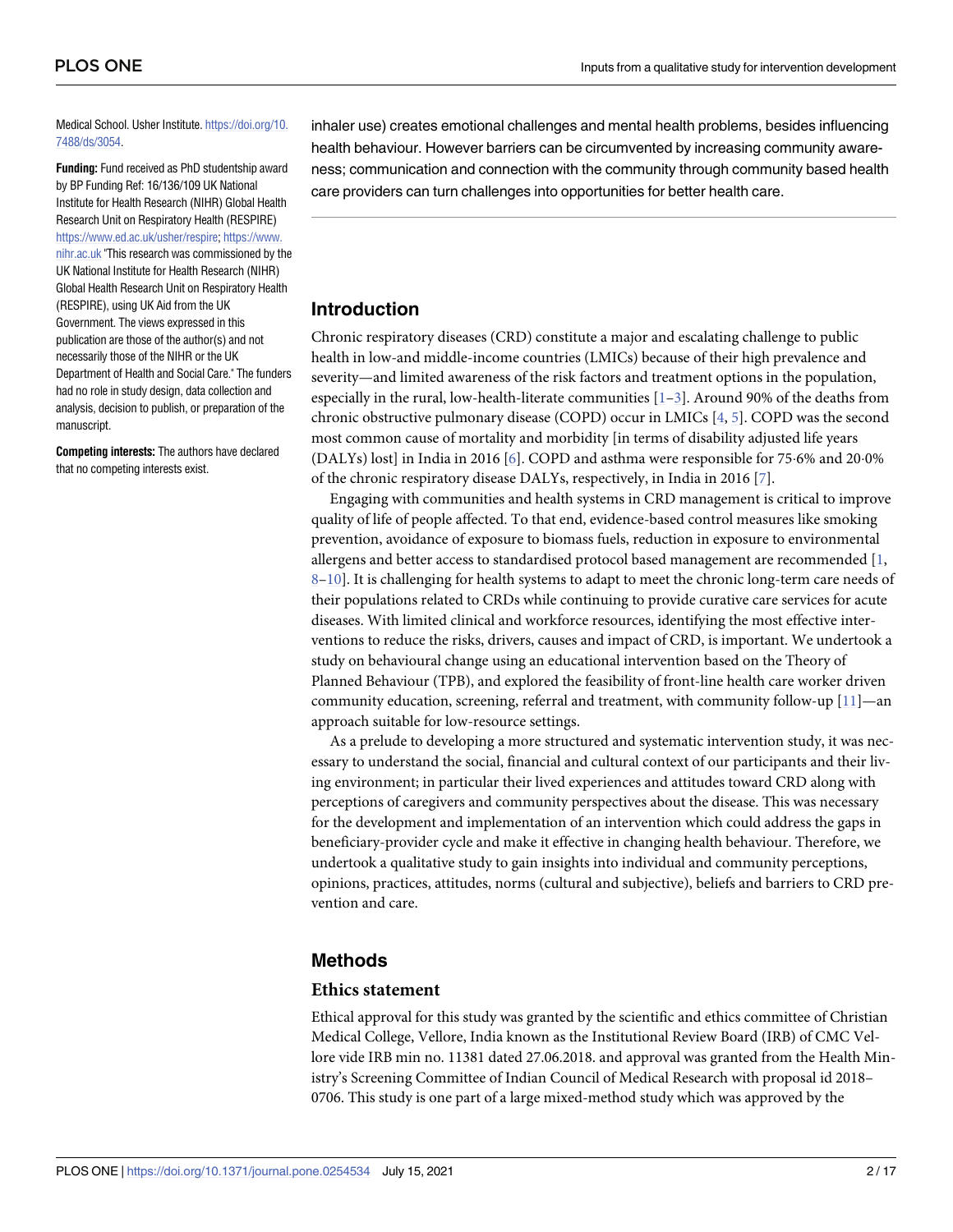Medical School. Usher Institute. https://doi.org/10.7488/ds/3054.

**Funding:** Fund received as PhD studentship award by BP Funding Ref: 16/136/109 UK National Institute for Health Research (NIHR) Global Health Research Unit on Respiratory Health (RESPIRE) https://www.ed.ac.uk/usher/respire; https://www.nihr.ac.uk "This research was commissioned by the UK National Institute for Health Research (NIHR) Global Health Research Unit on Respiratory Health (RESPIRE), using UK Aid from the UK Government. The views expressed in this publication are those of the author(s) and not necessarily those of the NIHR or the UK Department of Health and Social Care." The funders had no role in study design, data collection and analysis, decision to publish, or preparation of the manuscript.

**Competing interests:** The authors have declared that no competing interests exist.

inhaler use) creates emotional challenges and mental health problems, besides influencing health behaviour. However barriers can be circumvented by increasing community awareness; communication and connection with the community through community based health care providers can turn challenges into opportunities for better health care.

## Introduction

Chronic respiratory diseases (CRD) constitute a major and escalating challenge to public health in low-and middle-income countries (LMICs) because of their high prevalence and severity—and limited awareness of the risk factors and treatment options in the population, especially in the rural, low-health-literate communities [1–3]. Around 90% of the deaths from chronic obstructive pulmonary disease (COPD) occur in LMICs [4, 5]. COPD was the second most common cause of mortality and morbidity [in terms of disability adjusted life years (DALYs) lost] in India in 2016 [6]. COPD and asthma were responsible for 75·6% and 20·0% of the chronic respiratory disease DALYs, respectively, in India in 2016 [7].

Engaging with communities and health systems in CRD management is critical to improve quality of life of people affected. To that end, evidence-based control measures like smoking prevention, avoidance of exposure to biomass fuels, reduction in exposure to environmental allergens and better access to standardised protocol based management are recommended [1, 8–10]. It is challenging for health systems to adapt to meet the chronic long-term care needs of their populations related to CRDs while continuing to provide curative care services for acute diseases. With limited clinical and workforce resources, identifying the most effective interventions to reduce the risks, drivers, causes and impact of CRD, is important. We undertook a study on behavioural change using an educational intervention based on the Theory of Planned Behaviour (TPB), and explored the feasibility of front-line health care worker driven community education, screening, referral and treatment, with community follow-up [11]—an approach suitable for low-resource settings.

As a prelude to developing a more structured and systematic intervention study, it was necessary to understand the social, financial and cultural context of our participants and their living environment; in particular their lived experiences and attitudes toward CRD along with perceptions of caregivers and community perspectives about the disease. This was necessary for the development and implementation of an intervention which could address the gaps in beneficiary-provider cycle and make it effective in changing health behaviour. Therefore, we undertook a qualitative study to gain insights into individual and community perceptions, opinions, practices, attitudes, norms (cultural and subjective), beliefs and barriers to CRD prevention and care.

## Methods

### Ethics statement

Ethical approval for this study was granted by the scientific and ethics committee of Christian Medical College, Vellore, India known as the Institutional Review Board (IRB) of CMC Vellore vide IRB min no. 11381 dated 27.06.2018. and approval was granted from the Health Ministry's Screening Committee of Indian Council of Medical Research with proposal id 2018–0706. This study is one part of a large mixed-method study which was approved by the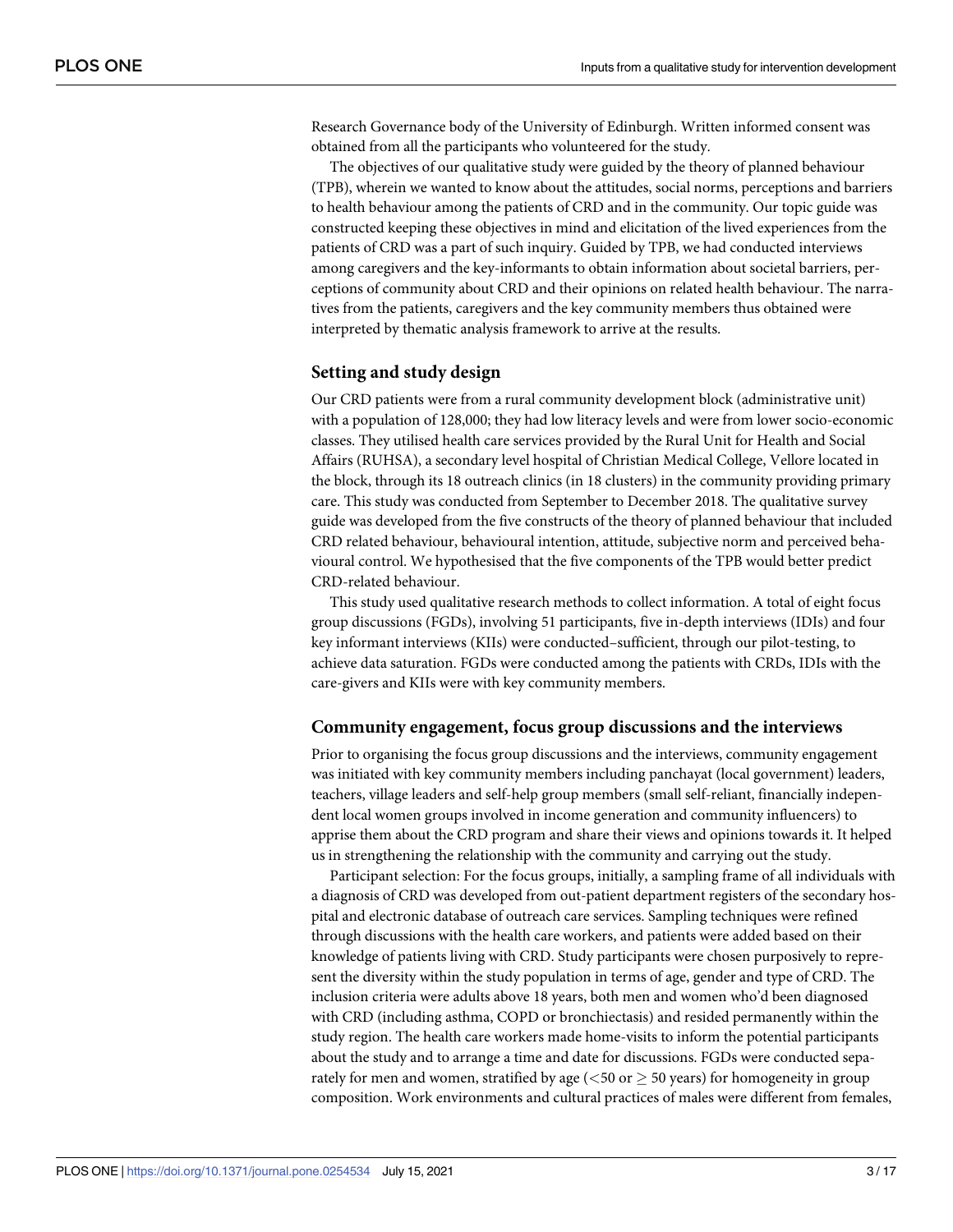Research Governance body of the University of Edinburgh. Written informed consent was obtained from all the participants who volunteered for the study.

The objectives of our qualitative study were guided by the theory of planned behaviour (TPB), wherein we wanted to know about the attitudes, social norms, perceptions and barriers to health behaviour among the patients of CRD and in the community. Our topic guide was constructed keeping these objectives in mind and elicitation of the lived experiences from the patients of CRD was a part of such inquiry. Guided by TPB, we had conducted interviews among caregivers and the key-informants to obtain information about societal barriers, perceptions of community about CRD and their opinions on related health behaviour. The narratives from the patients, caregivers and the key community members thus obtained were interpreted by thematic analysis framework to arrive at the results.

## Setting and study design

Our CRD patients were from a rural community development block (administrative unit) with a population of 128,000; they had low literacy levels and were from lower socio-economic classes. They utilised health care services provided by the Rural Unit for Health and Social Affairs (RUHSA), a secondary level hospital of Christian Medical College, Vellore located in the block, through its 18 outreach clinics (in 18 clusters) in the community providing primary care. This study was conducted from September to December 2018. The qualitative survey guide was developed from the five constructs of the theory of planned behaviour that included CRD related behaviour, behavioural intention, attitude, subjective norm and perceived behavioural control. We hypothesised that the five components of the TPB would better predict CRD-related behaviour.

This study used qualitative research methods to collect information. A total of eight focus group discussions (FGDs), involving 51 participants, five in-depth interviews (IDIs) and four key informant interviews (KIIs) were conducted–sufficient, through our pilot-testing, to achieve data saturation. FGDs were conducted among the patients with CRDs, IDIs with the care-givers and KIIs were with key community members.

## Community engagement, focus group discussions and the interviews

Prior to organising the focus group discussions and the interviews, community engagement was initiated with key community members including panchayat (local government) leaders, teachers, village leaders and self-help group members (small self-reliant, financially independent local women groups involved in income generation and community influencers) to apprise them about the CRD program and share their views and opinions towards it. It helped us in strengthening the relationship with the community and carrying out the study.

Participant selection: For the focus groups, initially, a sampling frame of all individuals with a diagnosis of CRD was developed from out-patient department registers of the secondary hospital and electronic database of outreach care services. Sampling techniques were refined through discussions with the health care workers, and patients were added based on their knowledge of patients living with CRD. Study participants were chosen purposively to represent the diversity within the study population in terms of age, gender and type of CRD. The inclusion criteria were adults above 18 years, both men and women who'd been diagnosed with CRD (including asthma, COPD or bronchiectasis) and resided permanently within the study region. The health care workers made home-visits to inform the potential participants about the study and to arrange a time and date for discussions. FGDs were conducted separately for men and women, stratified by age ($<50$ or $\geq 50$ years) for homogeneity in group composition. Work environments and cultural practices of males were different from females,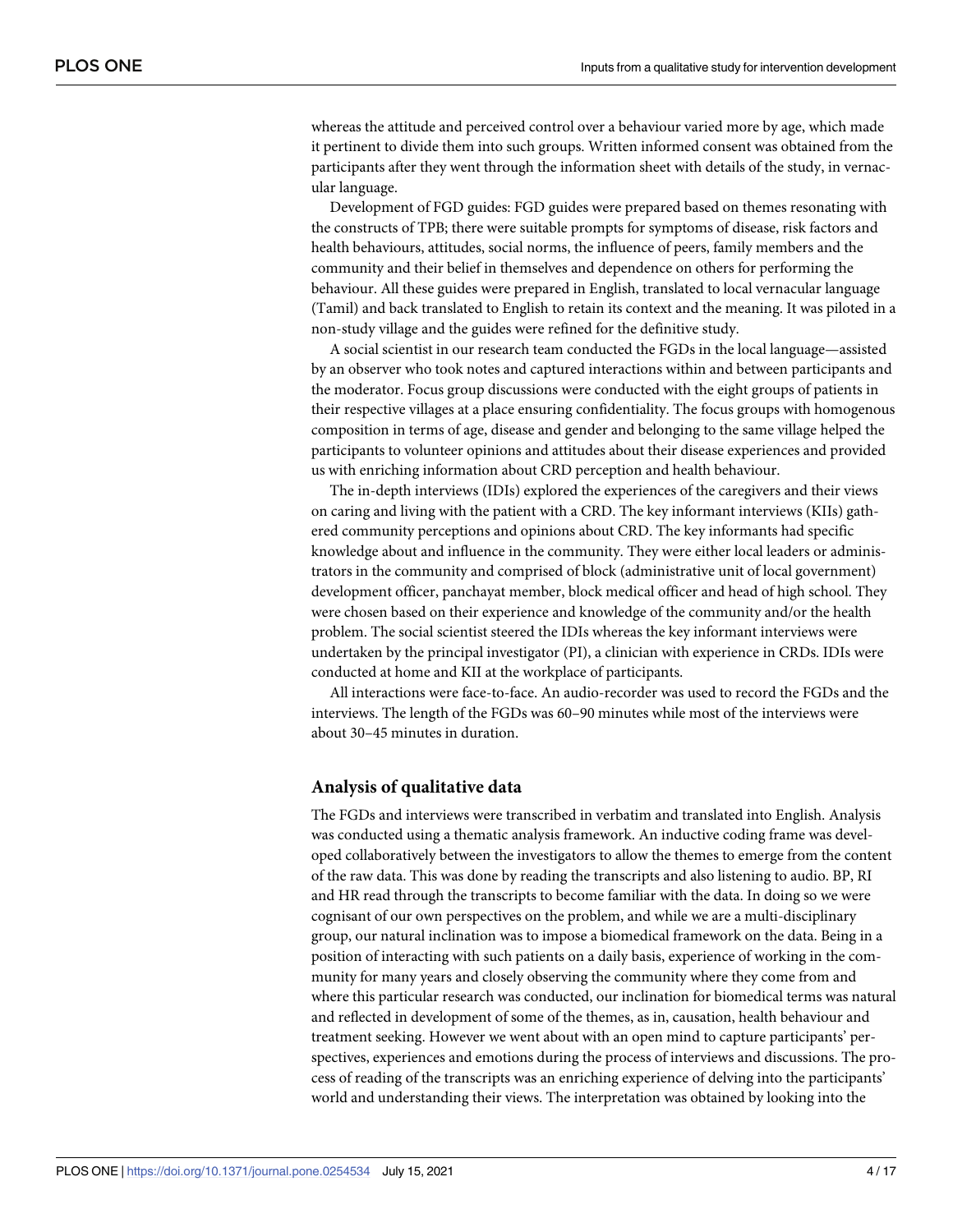whereas the attitude and perceived control over a behaviour varied more by age, which made it pertinent to divide them into such groups. Written informed consent was obtained from the participants after they went through the information sheet with details of the study, in vernacular language.

Development of FGD guides: FGD guides were prepared based on themes resonating with the constructs of TPB; there were suitable prompts for symptoms of disease, risk factors and health behaviours, attitudes, social norms, the influence of peers, family members and the community and their belief in themselves and dependence on others for performing the behaviour. All these guides were prepared in English, translated to local vernacular language (Tamil) and back translated to English to retain its context and the meaning. It was piloted in a non-study village and the guides were refined for the definitive study.

A social scientist in our research team conducted the FGDs in the local language—assisted by an observer who took notes and captured interactions within and between participants and the moderator. Focus group discussions were conducted with the eight groups of patients in their respective villages at a place ensuring confidentiality. The focus groups with homogenous composition in terms of age, disease and gender and belonging to the same village helped the participants to volunteer opinions and attitudes about their disease experiences and provided us with enriching information about CRD perception and health behaviour.

The in-depth interviews (IDIs) explored the experiences of the caregivers and their views on caring and living with the patient with a CRD. The key informant interviews (KIIs) gathered community perceptions and opinions about CRD. The key informants had specific knowledge about and influence in the community. They were either local leaders or administrators in the community and comprised of block (administrative unit of local government) development officer, panchayat member, block medical officer and head of high school. They were chosen based on their experience and knowledge of the community and/or the health problem. The social scientist steered the IDIs whereas the key informant interviews were undertaken by the principal investigator (PI), a clinician with experience in CRDs. IDIs were conducted at home and KII at the workplace of participants.

All interactions were face-to-face. An audio-recorder was used to record the FGDs and the interviews. The length of the FGDs was 60–90 minutes while most of the interviews were about 30–45 minutes in duration.

## Analysis of qualitative data

The FGDs and interviews were transcribed in verbatim and translated into English. Analysis was conducted using a thematic analysis framework. An inductive coding frame was developed collaboratively between the investigators to allow the themes to emerge from the content of the raw data. This was done by reading the transcripts and also listening to audio. BP, RI and HR read through the transcripts to become familiar with the data. In doing so we were cognisant of our own perspectives on the problem, and while we are a multi-disciplinary group, our natural inclination was to impose a biomedical framework on the data. Being in a position of interacting with such patients on a daily basis, experience of working in the community for many years and closely observing the community where they come from and where this particular research was conducted, our inclination for biomedical terms was natural and reflected in development of some of the themes, as in, causation, health behaviour and treatment seeking. However we went about with an open mind to capture participants' perspectives, experiences and emotions during the process of interviews and discussions. The process of reading of the transcripts was an enriching experience of delving into the participants' world and understanding their views. The interpretation was obtained by looking into the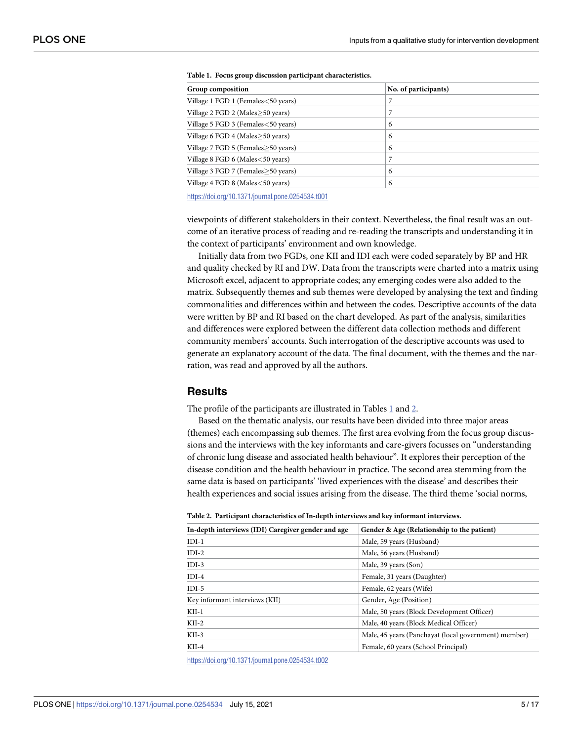**Table 1. Focus group discussion participant characteristics.**

| Group composition | No. of participants) |
|---|---|
| Village 1 FGD 1 (Females<50 years) | 7 |
| Village 2 FGD 2 (Males≥50 years) | 7 |
| Village 5 FGD 3 (Females<50 years) | 6 |
| Village 6 FGD 4 (Males≥50 years) | 6 |
| Village 7 FGD 5 (Females≥50 years) | 6 |
| Village 8 FGD 6 (Males<50 years) | 7 |
| Village 3 FGD 7 (Females≥50 years) | 6 |
| Village 4 FGD 8 (Males<50 years) | 6 |

https://doi.org/10.1371/journal.pone.0254534.t001

viewpoints of different stakeholders in their context. Nevertheless, the final result was an outcome of an iterative process of reading and re-reading the transcripts and understanding it in the context of participants' environment and own knowledge.

Initially data from two FGDs, one KII and IDI each were coded separately by BP and HR and quality checked by RI and DW. Data from the transcripts were charted into a matrix using Microsoft excel, adjacent to appropriate codes; any emerging codes were also added to the matrix. Subsequently themes and sub themes were developed by analysing the text and finding commonalities and differences within and between the codes. Descriptive accounts of the data were written by BP and RI based on the chart developed. As part of the analysis, similarities and differences were explored between the different data collection methods and different community members' accounts. Such interrogation of the descriptive accounts was used to generate an explanatory account of the data. The final document, with the themes and the narration, was read and approved by all the authors.

## Results

The profile of the participants are illustrated in Tables 1 and 2.

Based on the thematic analysis, our results have been divided into three major areas (themes) each encompassing sub themes. The first area evolving from the focus group discussions and the interviews with the key informants and care-givers focusses on "understanding of chronic lung disease and associated health behaviour". It explores their perception of the disease condition and the health behaviour in practice. The second area stemming from the same data is based on participants' 'lived experiences with the disease' and describes their health experiences and social issues arising from the disease. The third theme 'social norms,

**Table 2. Participant characteristics of In-depth interviews and key informant interviews.**

| In-depth interviews (IDI) Caregiver gender and age | Gender & Age (Relationship to the patient) |
|---|---|
| IDI-1 | Male, 59 years (Husband) |
| IDI-2 | Male, 56 years (Husband) |
| IDI-3 | Male, 39 years (Son) |
| IDI-4 | Female, 31 years (Daughter) |
| IDI-5 | Female, 62 years (Wife) |
| Key informant interviews (KII) | Gender, Age (Position) |
| KII-1 | Male, 50 years (Block Development Officer) |
| KII-2 | Male, 40 years (Block Medical Officer) |
| KII-3 | Male, 45 years (Panchayat (local government) member) |
| KII-4 | Female, 60 years (School Principal) |

https://doi.org/10.1371/journal.pone.0254534.t002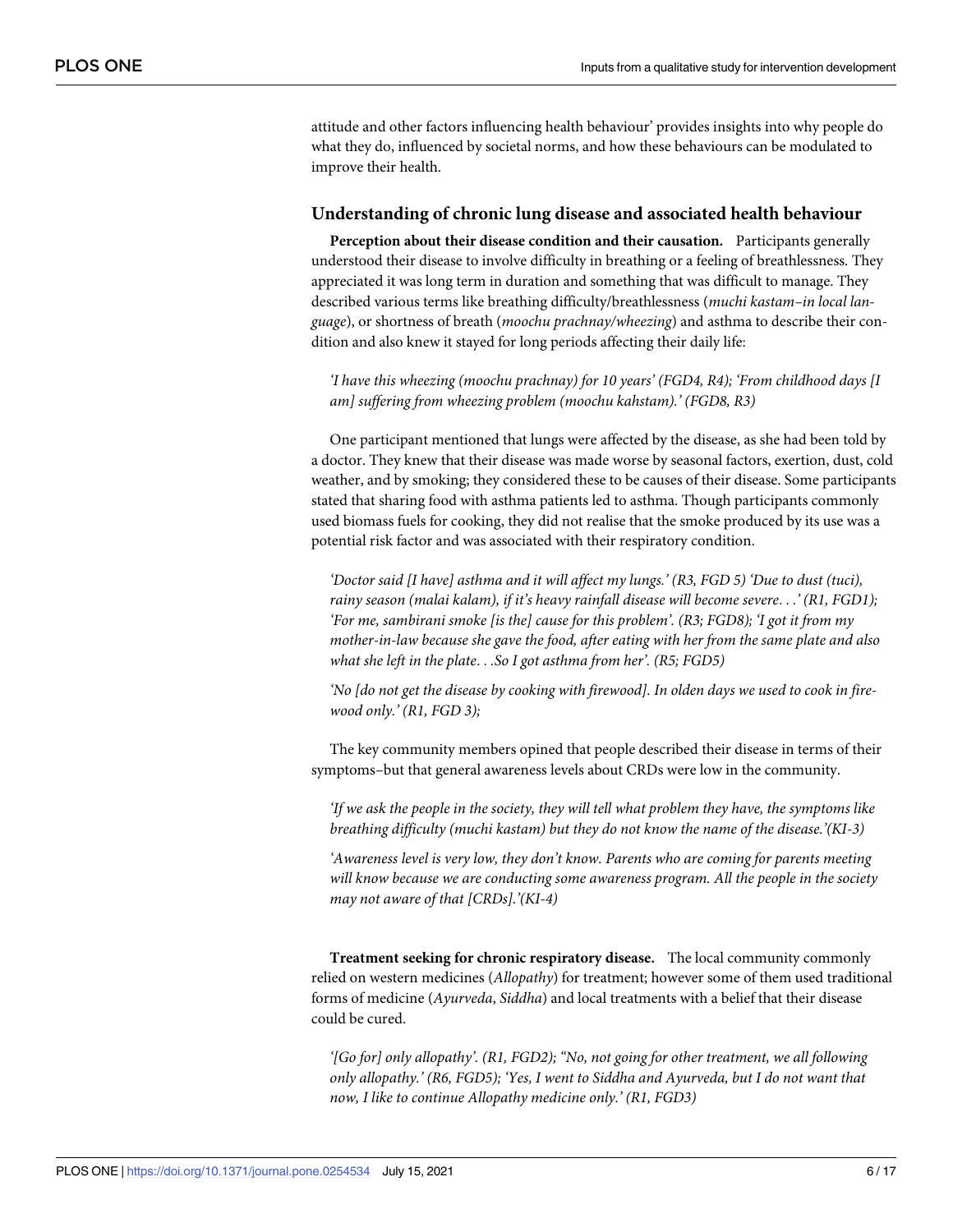attitude and other factors influencing health behaviour' provides insights into why people do what they do, influenced by societal norms, and how these behaviours can be modulated to improve their health.

### Understanding of chronic lung disease and associated health behaviour

**Perception about their disease condition and their causation.** Participants generally understood their disease to involve difficulty in breathing or a feeling of breathlessness. They appreciated it was long term in duration and something that was difficult to manage. They described various terms like breathing difficulty/breathlessness (*muchi kastam–in local language*), or shortness of breath (*moochu prachnay/wheezing*) and asthma to describe their condition and also knew it stayed for long periods affecting their daily life:

*'I have this wheezing (moochu prachnay) for 10 years' (FGD4, R4); 'From childhood days [I am] suffering from wheezing problem (moochu kahstam).' (FGD8, R3)*

One participant mentioned that lungs were affected by the disease, as she had been told by a doctor. They knew that their disease was made worse by seasonal factors, exertion, dust, cold weather, and by smoking; they considered these to be causes of their disease. Some participants stated that sharing food with asthma patients led to asthma. Though participants commonly used biomass fuels for cooking, they did not realise that the smoke produced by its use was a potential risk factor and was associated with their respiratory condition.

*'Doctor said [I have] asthma and it will affect my lungs.' (R3, FGD 5) 'Due to dust (tuci), rainy season (malai kalam), if it's heavy rainfall disease will become severe. . .' (R1, FGD1); 'For me, sambirani smoke [is the] cause for this problem'. (R3; FGD8); 'I got it from my mother-in-law because she gave the food, after eating with her from the same plate and also what she left in the plate. . .So I got asthma from her'. (R5; FGD5)*

*'No [do not get the disease by cooking with firewood]. In olden days we used to cook in firewood only.' (R1, FGD 3);*

The key community members opined that people described their disease in terms of their symptoms–but that general awareness levels about CRDs were low in the community.

*'If we ask the people in the society, they will tell what problem they have, the symptoms like breathing difficulty (muchi kastam) but they do not know the name of the disease.'(KI-3)*

*'Awareness level is very low, they don't know. Parents who are coming for parents meeting will know because we are conducting some awareness program. All the people in the society may not aware of that [CRDs].'(KI-4)*

**Treatment seeking for chronic respiratory disease.** The local community commonly relied on western medicines (*Allopathy*) for treatment; however some of them used traditional forms of medicine (*Ayurveda*, *Siddha*) and local treatments with a belief that their disease could be cured.

*'[Go for] only allopathy'. (R1, FGD2); "No, not going for other treatment, we all following only allopathy.' (R6, FGD5); 'Yes, I went to Siddha and Ayurveda, but I do not want that now, I like to continue Allopathy medicine only.' (R1, FGD3)*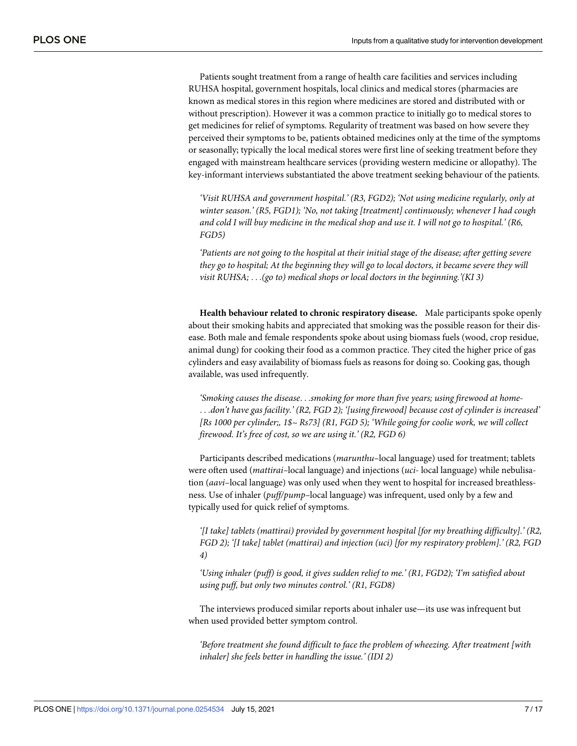Patients sought treatment from a range of health care facilities and services including RUHSA hospital, government hospitals, local clinics and medical stores (pharmacies are known as medical stores in this region where medicines are stored and distributed with or without prescription). However it was a common practice to initially go to medical stores to get medicines for relief of symptoms. Regularity of treatment was based on how severe they perceived their symptoms to be, patients obtained medicines only at the time of the symptoms or seasonally; typically the local medical stores were first line of seeking treatment before they engaged with mainstream healthcare services (providing western medicine or allopathy). The key-informant interviews substantiated the above treatment seeking behaviour of the patients.

> *'Visit RUHSA and government hospital.' (R3, FGD2); 'Not using medicine regularly, only at winter season.' (R5, FGD1); 'No, not taking [treatment] continuously; whenever I had cough and cold I will buy medicine in the medical shop and use it. I will not go to hospital.' (R6, FGD5)*

> *'Patients are not going to the hospital at their initial stage of the disease; after getting severe they go to hospital; At the beginning they will go to local doctors, it became severe they will visit RUHSA; . . .(go to) medical shops or local doctors in the beginning.'(KI 3)*

**Health behaviour related to chronic respiratory disease.** Male participants spoke openly about their smoking habits and appreciated that smoking was the possible reason for their disease. Both male and female respondents spoke about using biomass fuels (wood, crop residue, animal dung) for cooking their food as a common practice. They cited the higher price of gas cylinders and easy availability of biomass fuels as reasons for doing so. Cooking gas, though available, was used infrequently.

> *'Smoking causes the disease. . .smoking for more than five years; using firewood at home- . . .don't have gas facility.' (R2, FGD 2); '[using firewood] because cost of cylinder is increased' [Rs 1000 per cylinder;, 1$~ Rs73] (R1, FGD 5); 'While going for coolie work, we will collect firewood. It's free of cost, so we are using it.' (R2, FGD 6)*

Participants described medications (*marunthu*–local language) used for treatment; tablets were often used (*mattirai*–local language) and injections (*uci*- local language) while nebulisation (*aavi*–local language) was only used when they went to hospital for increased breathlessness. Use of inhaler (*puff/pump*–local language) was infrequent, used only by a few and typically used for quick relief of symptoms.

> *'[I take] tablets (mattirai) provided by government hospital [for my breathing difficulty].' (R2, FGD 2); '[I take] tablet (mattirai) and injection (uci) [for my respiratory problem].' (R2, FGD 4)*

> *'Using inhaler (puff) is good, it gives sudden relief to me.' (R1, FGD2); 'I'm satisfied about using puff, but only two minutes control.' (R1, FGD8)*

The interviews produced similar reports about inhaler use—its use was infrequent but when used provided better symptom control.

> *'Before treatment she found difficult to face the problem of wheezing. After treatment [with inhaler] she feels better in handling the issue.' (IDI 2)*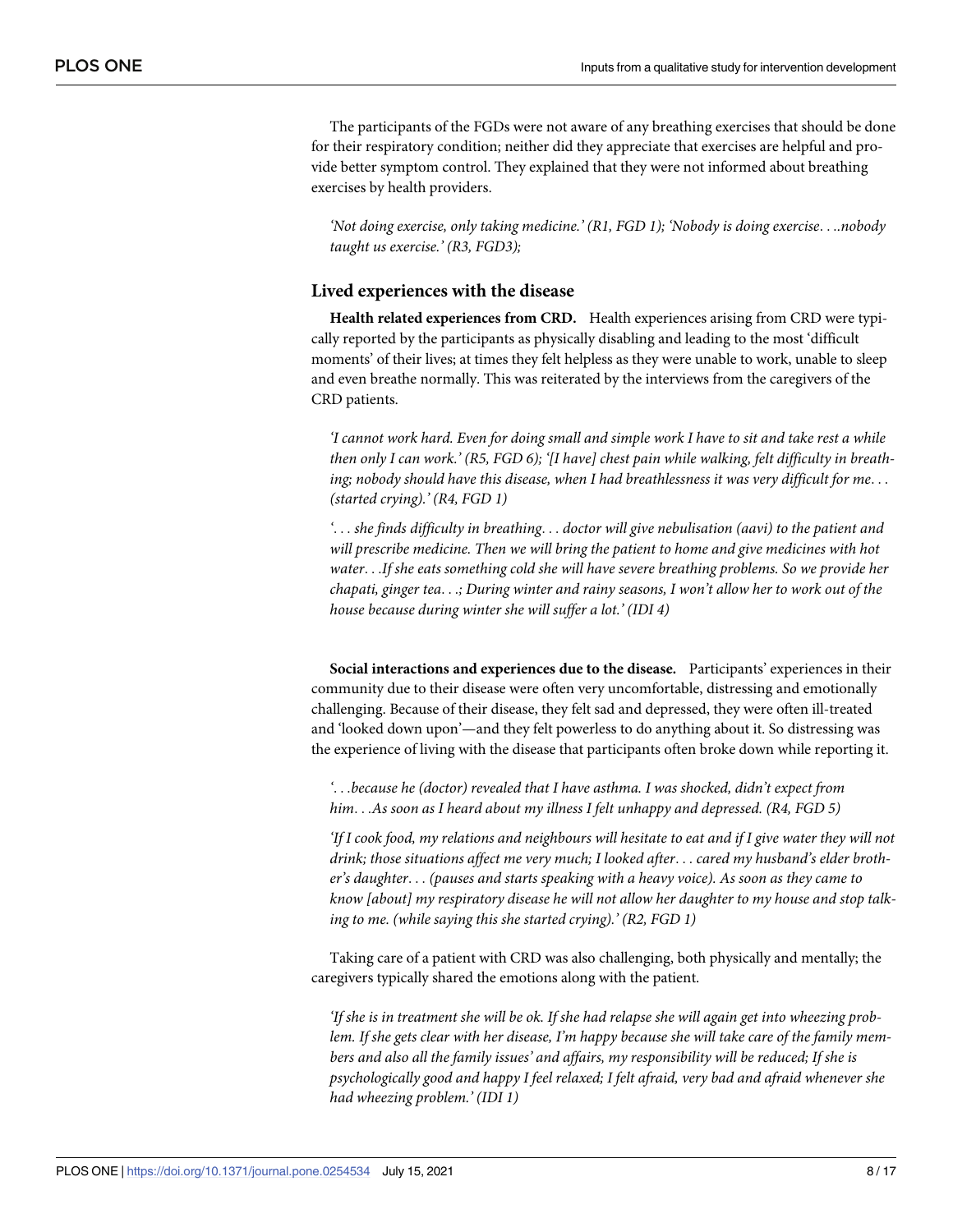The participants of the FGDs were not aware of any breathing exercises that should be done for their respiratory condition; neither did they appreciate that exercises are helpful and provide better symptom control. They explained that they were not informed about breathing exercises by health providers.

> *'Not doing exercise, only taking medicine.' (R1, FGD 1); 'Nobody is doing exercise. . ..nobody taught us exercise.' (R3, FGD3);*

## Lived experiences with the disease

**Health related experiences from CRD.** Health experiences arising from CRD were typically reported by the participants as physically disabling and leading to the most 'difficult moments' of their lives; at times they felt helpless as they were unable to work, unable to sleep and even breathe normally. This was reiterated by the interviews from the caregivers of the CRD patients.

> *'I cannot work hard. Even for doing small and simple work I have to sit and take rest a while then only I can work.' (R5, FGD 6); '[I have] chest pain while walking, felt difficulty in breathing; nobody should have this disease, when I had breathlessness it was very difficult for me. . . (started crying).' (R4, FGD 1)*

> *'. . . she finds difficulty in breathing. . . doctor will give nebulisation (aavi) to the patient and will prescribe medicine. Then we will bring the patient to home and give medicines with hot water. . .If she eats something cold she will have severe breathing problems. So we provide her chapati, ginger tea. . .; During winter and rainy seasons, I won't allow her to work out of the house because during winter she will suffer a lot.' (IDI 4)*

**Social interactions and experiences due to the disease.** Participants' experiences in their community due to their disease were often very uncomfortable, distressing and emotionally challenging. Because of their disease, they felt sad and depressed, they were often ill-treated and 'looked down upon'—and they felt powerless to do anything about it. So distressing was the experience of living with the disease that participants often broke down while reporting it.

> *'. . .because he (doctor) revealed that I have asthma. I was shocked, didn't expect from him. . .As soon as I heard about my illness I felt unhappy and depressed. (R4, FGD 5)*

> *'If I cook food, my relations and neighbours will hesitate to eat and if I give water they will not drink; those situations affect me very much; I looked after. . . cared my husband's elder brother's daughter. . . (pauses and starts speaking with a heavy voice). As soon as they came to know [about] my respiratory disease he will not allow her daughter to my house and stop talking to me. (while saying this she started crying).' (R2, FGD 1)*

Taking care of a patient with CRD was also challenging, both physically and mentally; the caregivers typically shared the emotions along with the patient.

> *'If she is in treatment she will be ok. If she had relapse she will again get into wheezing problem. If she gets clear with her disease, I'm happy because she will take care of the family members and also all the family issues' and affairs, my responsibility will be reduced; If she is psychologically good and happy I feel relaxed; I felt afraid, very bad and afraid whenever she had wheezing problem.' (IDI 1)*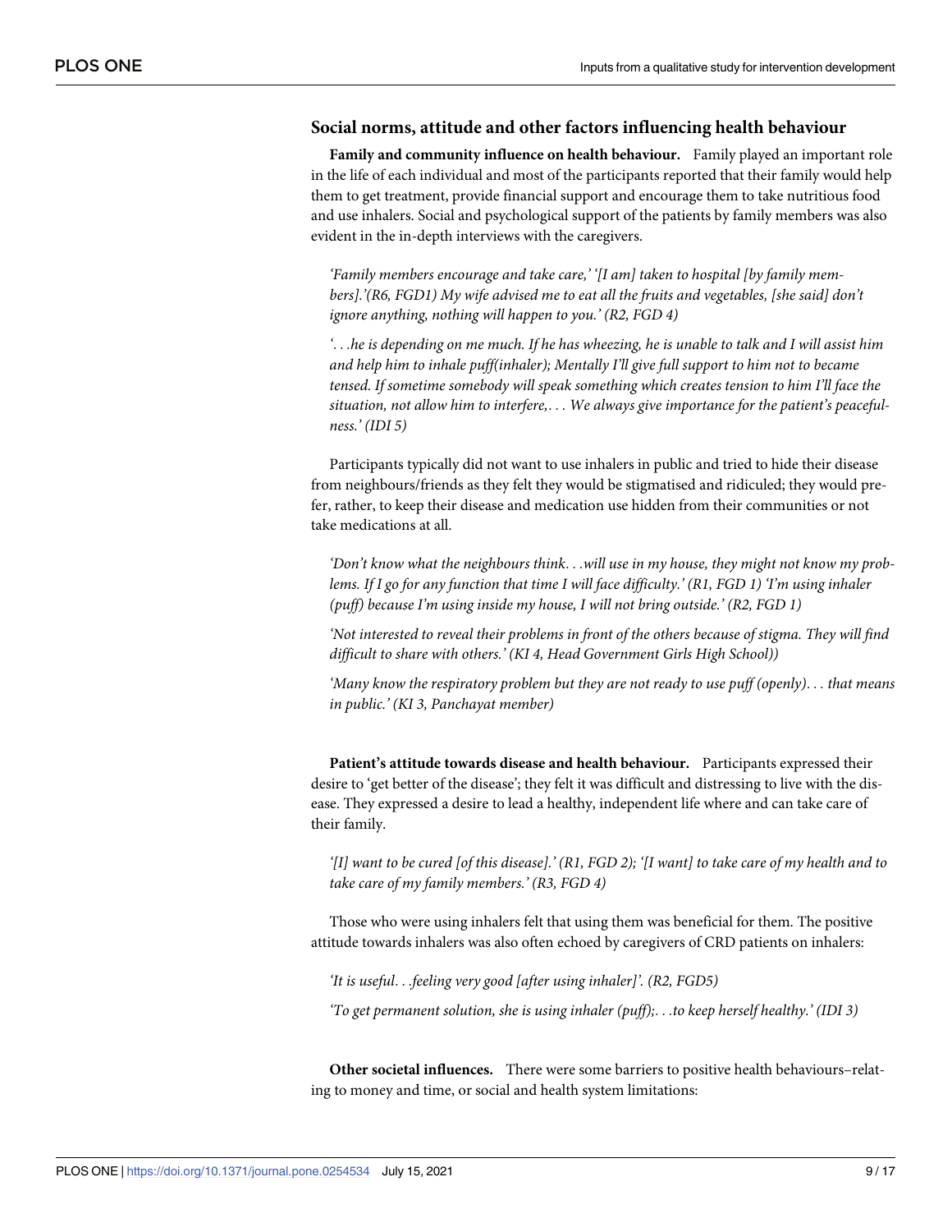### Social norms, attitude and other factors influencing health behaviour

**Family and community influence on health behaviour.** Family played an important role in the life of each individual and most of the participants reported that their family would help them to get treatment, provide financial support and encourage them to take nutritious food and use inhalers. Social and psychological support of the patients by family members was also evident in the in-depth interviews with the caregivers.

> *'Family members encourage and take care,' '[I am] taken to hospital [by family members].'(R6, FGD1) My wife advised me to eat all the fruits and vegetables, [she said] don't ignore anything, nothing will happen to you.' (R2, FGD 4)*

> *'. . .he is depending on me much. If he has wheezing, he is unable to talk and I will assist him and help him to inhale puff(inhaler); Mentally I'll give full support to him not to became tensed. If sometime somebody will speak something which creates tension to him I'll face the situation, not allow him to interfere,. . . We always give importance for the patient's peacefulness.' (IDI 5)*

Participants typically did not want to use inhalers in public and tried to hide their disease from neighbours/friends as they felt they would be stigmatised and ridiculed; they would prefer, rather, to keep their disease and medication use hidden from their communities or not take medications at all.

> *'Don't know what the neighbours think. . .will use in my house, they might not know my problems. If I go for any function that time I will face difficulty.' (R1, FGD 1) 'I'm using inhaler (puff) because I'm using inside my house, I will not bring outside.' (R2, FGD 1)*

> *'Not interested to reveal their problems in front of the others because of stigma. They will find difficult to share with others.' (KI 4, Head Government Girls High School))*

> *'Many know the respiratory problem but they are not ready to use puff (openly). . . that means in public.' (KI 3, Panchayat member)*

**Patient's attitude towards disease and health behaviour.** Participants expressed their desire to 'get better of the disease'; they felt it was difficult and distressing to live with the disease. They expressed a desire to lead a healthy, independent life where and can take care of their family.

> *'[I] want to be cured [of this disease].' (R1, FGD 2); '[I want] to take care of my health and to take care of my family members.' (R3, FGD 4)*

Those who were using inhalers felt that using them was beneficial for them. The positive attitude towards inhalers was also often echoed by caregivers of CRD patients on inhalers:

> *'It is useful. . .feeling very good [after using inhaler]'. (R2, FGD5)*

> *'To get permanent solution, she is using inhaler (puff);. . .to keep herself healthy.' (IDI 3)*

**Other societal influences.** There were some barriers to positive health behaviours–relating to money and time, or social and health system limitations: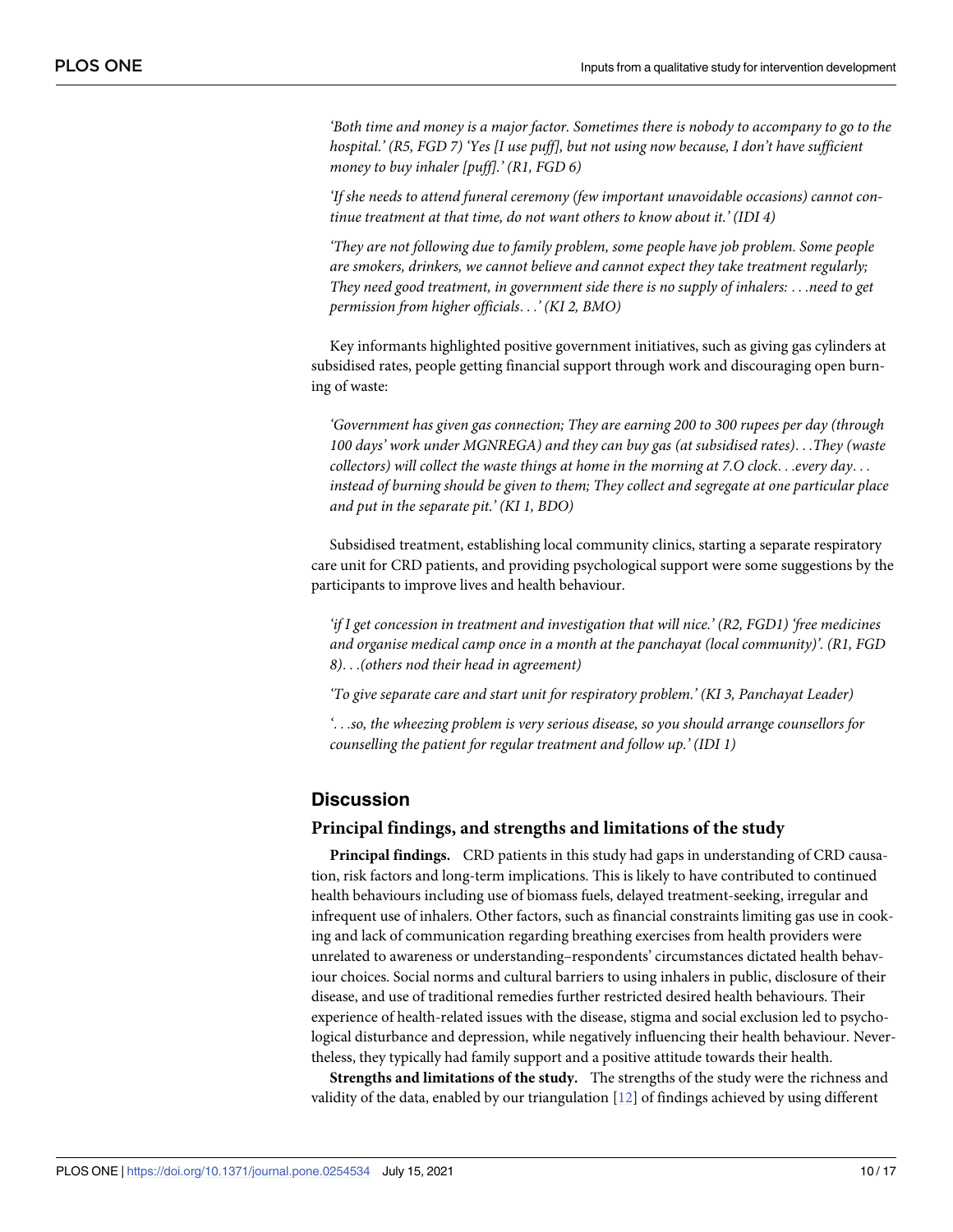*'Both time and money is a major factor. Sometimes there is nobody to accompany to go to the hospital.' (R5, FGD 7) 'Yes [I use puff], but not using now because, I don't have sufficient money to buy inhaler [puff].' (R1, FGD 6)*

*'If she needs to attend funeral ceremony (few important unavoidable occasions) cannot continue treatment at that time, do not want others to know about it.' (IDI 4)*

*'They are not following due to family problem, some people have job problem. Some people are smokers, drinkers, we cannot believe and cannot expect they take treatment regularly; They need good treatment, in government side there is no supply of inhalers: . . .need to get permission from higher officials. . .' (KI 2, BMO)*

Key informants highlighted positive government initiatives, such as giving gas cylinders at subsidised rates, people getting financial support through work and discouraging open burning of waste:

*'Government has given gas connection; They are earning 200 to 300 rupees per day (through 100 days' work under MGNREGA) and they can buy gas (at subsidised rates). . .They (waste collectors) will collect the waste things at home in the morning at 7.O clock. . .every day. . . instead of burning should be given to them; They collect and segregate at one particular place and put in the separate pit.' (KI 1, BDO)*

Subsidised treatment, establishing local community clinics, starting a separate respiratory care unit for CRD patients, and providing psychological support were some suggestions by the participants to improve lives and health behaviour.

*'if I get concession in treatment and investigation that will nice.' (R2, FGD1) 'free medicines and organise medical camp once in a month at the panchayat (local community)'. (R1, FGD 8). . .(others nod their head in agreement)*

*'To give separate care and start unit for respiratory problem.' (KI 3, Panchayat Leader)*

*'. . .so, the wheezing problem is very serious disease, so you should arrange counsellors for counselling the patient for regular treatment and follow up.' (IDI 1)*

## Discussion

### Principal findings, and strengths and limitations of the study

**Principal findings.** CRD patients in this study had gaps in understanding of CRD causation, risk factors and long-term implications. This is likely to have contributed to continued health behaviours including use of biomass fuels, delayed treatment-seeking, irregular and infrequent use of inhalers. Other factors, such as financial constraints limiting gas use in cooking and lack of communication regarding breathing exercises from health providers were unrelated to awareness or understanding–respondents' circumstances dictated health behaviour choices. Social norms and cultural barriers to using inhalers in public, disclosure of their disease, and use of traditional remedies further restricted desired health behaviours. Their experience of health-related issues with the disease, stigma and social exclusion led to psychological disturbance and depression, while negatively influencing their health behaviour. Nevertheless, they typically had family support and a positive attitude towards their health.

**Strengths and limitations of the study.** The strengths of the study were the richness and validity of the data, enabled by our triangulation [12] of findings achieved by using different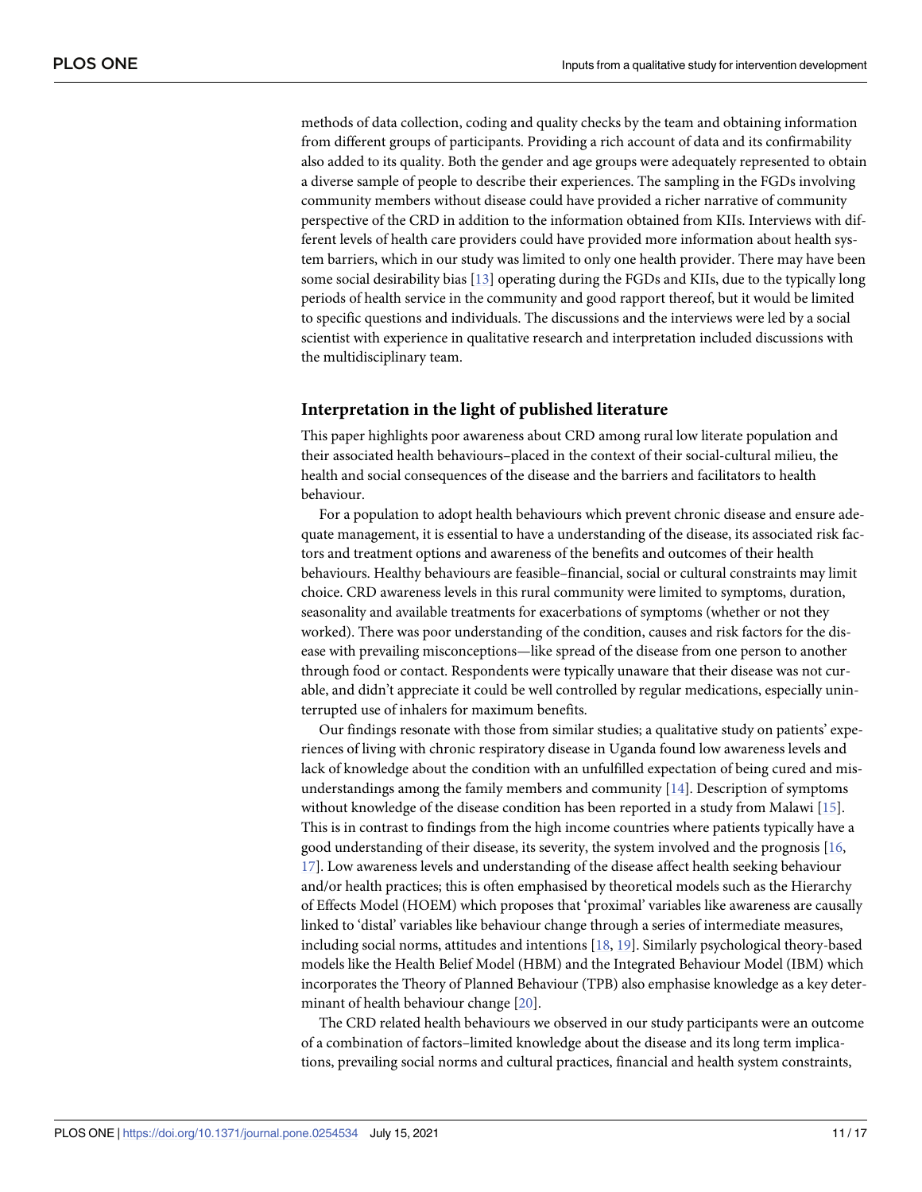methods of data collection, coding and quality checks by the team and obtaining information from different groups of participants. Providing a rich account of data and its confirmability also added to its quality. Both the gender and age groups were adequately represented to obtain a diverse sample of people to describe their experiences. The sampling in the FGDs involving community members without disease could have provided a richer narrative of community perspective of the CRD in addition to the information obtained from KIIs. Interviews with different levels of health care providers could have provided more information about health system barriers, which in our study was limited to only one health provider. There may have been some social desirability bias [13] operating during the FGDs and KIIs, due to the typically long periods of health service in the community and good rapport thereof, but it would be limited to specific questions and individuals. The discussions and the interviews were led by a social scientist with experience in qualitative research and interpretation included discussions with the multidisciplinary team.

## Interpretation in the light of published literature

This paper highlights poor awareness about CRD among rural low literate population and their associated health behaviours–placed in the context of their social-cultural milieu, the health and social consequences of the disease and the barriers and facilitators to health behaviour.

For a population to adopt health behaviours which prevent chronic disease and ensure adequate management, it is essential to have a understanding of the disease, its associated risk factors and treatment options and awareness of the benefits and outcomes of their health behaviours. Healthy behaviours are feasible–financial, social or cultural constraints may limit choice. CRD awareness levels in this rural community were limited to symptoms, duration, seasonality and available treatments for exacerbations of symptoms (whether or not they worked). There was poor understanding of the condition, causes and risk factors for the disease with prevailing misconceptions—like spread of the disease from one person to another through food or contact. Respondents were typically unaware that their disease was not curable, and didn't appreciate it could be well controlled by regular medications, especially uninterrupted use of inhalers for maximum benefits.

Our findings resonate with those from similar studies; a qualitative study on patients' experiences of living with chronic respiratory disease in Uganda found low awareness levels and lack of knowledge about the condition with an unfulfilled expectation of being cured and misunderstandings among the family members and community [14]. Description of symptoms without knowledge of the disease condition has been reported in a study from Malawi [15]. This is in contrast to findings from the high income countries where patients typically have a good understanding of their disease, its severity, the system involved and the prognosis [16, 17]. Low awareness levels and understanding of the disease affect health seeking behaviour and/or health practices; this is often emphasised by theoretical models such as the Hierarchy of Effects Model (HOEM) which proposes that 'proximal' variables like awareness are causally linked to 'distal' variables like behaviour change through a series of intermediate measures, including social norms, attitudes and intentions [18, 19]. Similarly psychological theory-based models like the Health Belief Model (HBM) and the Integrated Behaviour Model (IBM) which incorporates the Theory of Planned Behaviour (TPB) also emphasise knowledge as a key determinant of health behaviour change [20].

The CRD related health behaviours we observed in our study participants were an outcome of a combination of factors–limited knowledge about the disease and its long term implications, prevailing social norms and cultural practices, financial and health system constraints,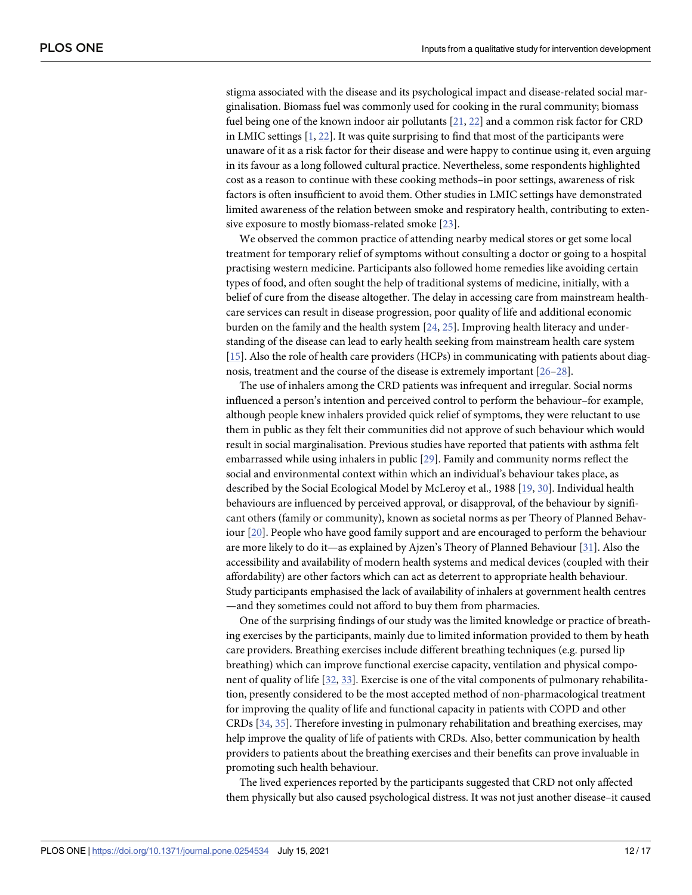stigma associated with the disease and its psychological impact and disease-related social marginalisation. Biomass fuel was commonly used for cooking in the rural community; biomass fuel being one of the known indoor air pollutants [21, 22] and a common risk factor for CRD in LMIC settings [1, 22]. It was quite surprising to find that most of the participants were unaware of it as a risk factor for their disease and were happy to continue using it, even arguing in its favour as a long followed cultural practice. Nevertheless, some respondents highlighted cost as a reason to continue with these cooking methods–in poor settings, awareness of risk factors is often insufficient to avoid them. Other studies in LMIC settings have demonstrated limited awareness of the relation between smoke and respiratory health, contributing to extensive exposure to mostly biomass-related smoke [23].

We observed the common practice of attending nearby medical stores or get some local treatment for temporary relief of symptoms without consulting a doctor or going to a hospital practising western medicine. Participants also followed home remedies like avoiding certain types of food, and often sought the help of traditional systems of medicine, initially, with a belief of cure from the disease altogether. The delay in accessing care from mainstream healthcare services can result in disease progression, poor quality of life and additional economic burden on the family and the health system [24, 25]. Improving health literacy and understanding of the disease can lead to early health seeking from mainstream health care system [15]. Also the role of health care providers (HCPs) in communicating with patients about diagnosis, treatment and the course of the disease is extremely important [26–28].

The use of inhalers among the CRD patients was infrequent and irregular. Social norms influenced a person's intention and perceived control to perform the behaviour–for example, although people knew inhalers provided quick relief of symptoms, they were reluctant to use them in public as they felt their communities did not approve of such behaviour which would result in social marginalisation. Previous studies have reported that patients with asthma felt embarrassed while using inhalers in public [29]. Family and community norms reflect the social and environmental context within which an individual's behaviour takes place, as described by the Social Ecological Model by McLeroy et al., 1988 [19, 30]. Individual health behaviours are influenced by perceived approval, or disapproval, of the behaviour by significant others (family or community), known as societal norms as per Theory of Planned Behaviour [20]. People who have good family support and are encouraged to perform the behaviour are more likely to do it—as explained by Ajzen's Theory of Planned Behaviour [31]. Also the accessibility and availability of modern health systems and medical devices (coupled with their affordability) are other factors which can act as deterrent to appropriate health behaviour. Study participants emphasised the lack of availability of inhalers at government health centres —and they sometimes could not afford to buy them from pharmacies.

One of the surprising findings of our study was the limited knowledge or practice of breathing exercises by the participants, mainly due to limited information provided to them by heath care providers. Breathing exercises include different breathing techniques (e.g. pursed lip breathing) which can improve functional exercise capacity, ventilation and physical component of quality of life [32, 33]. Exercise is one of the vital components of pulmonary rehabilitation, presently considered to be the most accepted method of non-pharmacological treatment for improving the quality of life and functional capacity in patients with COPD and other CRDs [34, 35]. Therefore investing in pulmonary rehabilitation and breathing exercises, may help improve the quality of life of patients with CRDs. Also, better communication by health providers to patients about the breathing exercises and their benefits can prove invaluable in promoting such health behaviour.

The lived experiences reported by the participants suggested that CRD not only affected them physically but also caused psychological distress. It was not just another disease–it caused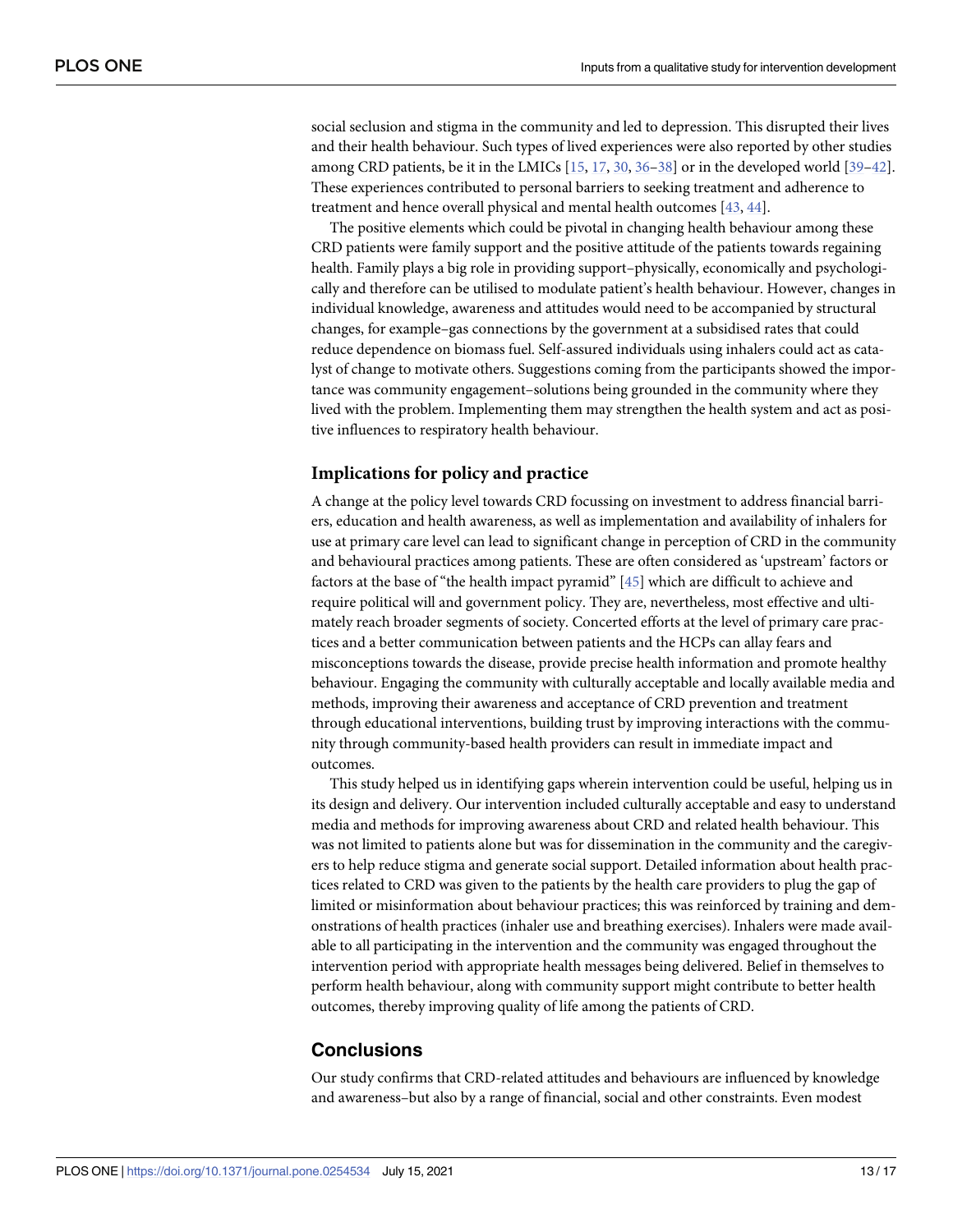social seclusion and stigma in the community and led to depression. This disrupted their lives and their health behaviour. Such types of lived experiences were also reported by other studies among CRD patients, be it in the LMICs [15, 17, 30, 36–38] or in the developed world [39–42]. These experiences contributed to personal barriers to seeking treatment and adherence to treatment and hence overall physical and mental health outcomes [43, 44].

The positive elements which could be pivotal in changing health behaviour among these CRD patients were family support and the positive attitude of the patients towards regaining health. Family plays a big role in providing support–physically, economically and psychologically and therefore can be utilised to modulate patient's health behaviour. However, changes in individual knowledge, awareness and attitudes would need to be accompanied by structural changes, for example–gas connections by the government at a subsidised rates that could reduce dependence on biomass fuel. Self-assured individuals using inhalers could act as catalyst of change to motivate others. Suggestions coming from the participants showed the importance was community engagement–solutions being grounded in the community where they lived with the problem. Implementing them may strengthen the health system and act as positive influences to respiratory health behaviour.

### Implications for policy and practice

A change at the policy level towards CRD focussing on investment to address financial barriers, education and health awareness, as well as implementation and availability of inhalers for use at primary care level can lead to significant change in perception of CRD in the community and behavioural practices among patients. These are often considered as 'upstream' factors or factors at the base of "the health impact pyramid" [45] which are difficult to achieve and require political will and government policy. They are, nevertheless, most effective and ultimately reach broader segments of society. Concerted efforts at the level of primary care practices and a better communication between patients and the HCPs can allay fears and misconceptions towards the disease, provide precise health information and promote healthy behaviour. Engaging the community with culturally acceptable and locally available media and methods, improving their awareness and acceptance of CRD prevention and treatment through educational interventions, building trust by improving interactions with the community through community-based health providers can result in immediate impact and outcomes.

This study helped us in identifying gaps wherein intervention could be useful, helping us in its design and delivery. Our intervention included culturally acceptable and easy to understand media and methods for improving awareness about CRD and related health behaviour. This was not limited to patients alone but was for dissemination in the community and the caregivers to help reduce stigma and generate social support. Detailed information about health practices related to CRD was given to the patients by the health care providers to plug the gap of limited or misinformation about behaviour practices; this was reinforced by training and demonstrations of health practices (inhaler use and breathing exercises). Inhalers were made available to all participating in the intervention and the community was engaged throughout the intervention period with appropriate health messages being delivered. Belief in themselves to perform health behaviour, along with community support might contribute to better health outcomes, thereby improving quality of life among the patients of CRD.

## Conclusions

Our study confirms that CRD-related attitudes and behaviours are influenced by knowledge and awareness–but also by a range of financial, social and other constraints. Even modest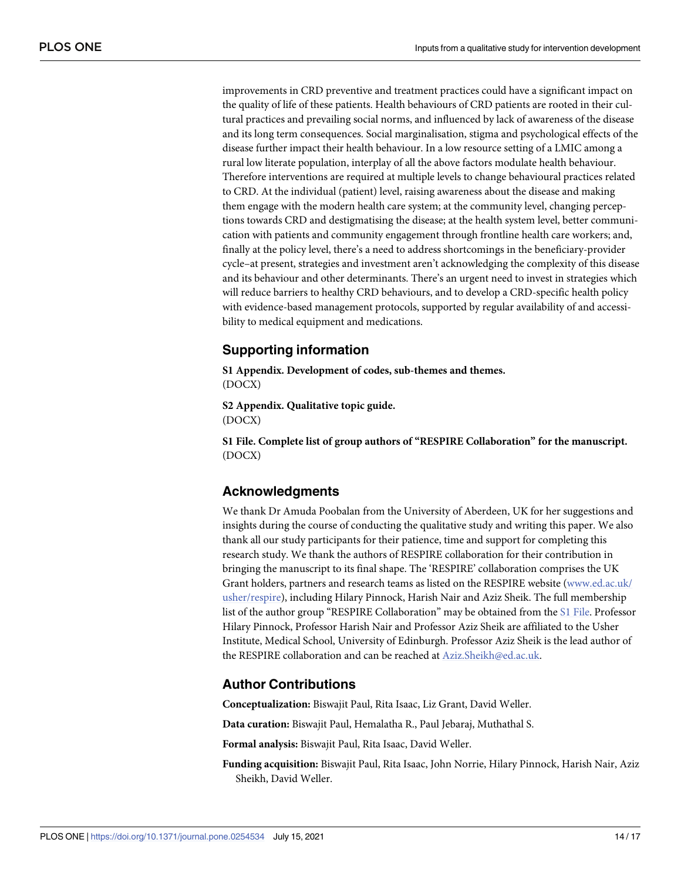improvements in CRD preventive and treatment practices could have a significant impact on the quality of life of these patients. Health behaviours of CRD patients are rooted in their cultural practices and prevailing social norms, and influenced by lack of awareness of the disease and its long term consequences. Social marginalisation, stigma and psychological effects of the disease further impact their health behaviour. In a low resource setting of a LMIC among a rural low literate population, interplay of all the above factors modulate health behaviour. Therefore interventions are required at multiple levels to change behavioural practices related to CRD. At the individual (patient) level, raising awareness about the disease and making them engage with the modern health care system; at the community level, changing perceptions towards CRD and destigmatising the disease; at the health system level, better communication with patients and community engagement through frontline health care workers; and, finally at the policy level, there's a need to address shortcomings in the beneficiary-provider cycle–at present, strategies and investment aren't acknowledging the complexity of this disease and its behaviour and other determinants. There's an urgent need to invest in strategies which will reduce barriers to healthy CRD behaviours, and to develop a CRD-specific health policy with evidence-based management protocols, supported by regular availability of and accessibility to medical equipment and medications.

## Supporting information

**S1 Appendix. Development of codes, sub-themes and themes.**
(DOCX)

**S2 Appendix. Qualitative topic guide.**
(DOCX)

**S1 File. Complete list of group authors of "RESPIRE Collaboration" for the manuscript.**
(DOCX)

## Acknowledgments

We thank Dr Amuda Poobalan from the University of Aberdeen, UK for her suggestions and insights during the course of conducting the qualitative study and writing this paper. We also thank all our study participants for their patience, time and support for completing this research study. We thank the authors of RESPIRE collaboration for their contribution in bringing the manuscript to its final shape. The 'RESPIRE' collaboration comprises the UK Grant holders, partners and research teams as listed on the RESPIRE website (www.ed.ac.uk/usher/respire), including Hilary Pinnock, Harish Nair and Aziz Sheik. The full membership list of the author group "RESPIRE Collaboration" may be obtained from the S1 File. Professor Hilary Pinnock, Professor Harish Nair and Professor Aziz Sheik are affiliated to the Usher Institute, Medical School, University of Edinburgh. Professor Aziz Sheik is the lead author of the RESPIRE collaboration and can be reached at Aziz.Sheikh@ed.ac.uk.

## Author Contributions

**Conceptualization:** Biswajit Paul, Rita Isaac, Liz Grant, David Weller.

**Data curation:** Biswajit Paul, Hemalatha R., Paul Jebaraj, Muthathal S.

**Formal analysis:** Biswajit Paul, Rita Isaac, David Weller.

**Funding acquisition:** Biswajit Paul, Rita Isaac, John Norrie, Hilary Pinnock, Harish Nair, Aziz Sheikh, David Weller.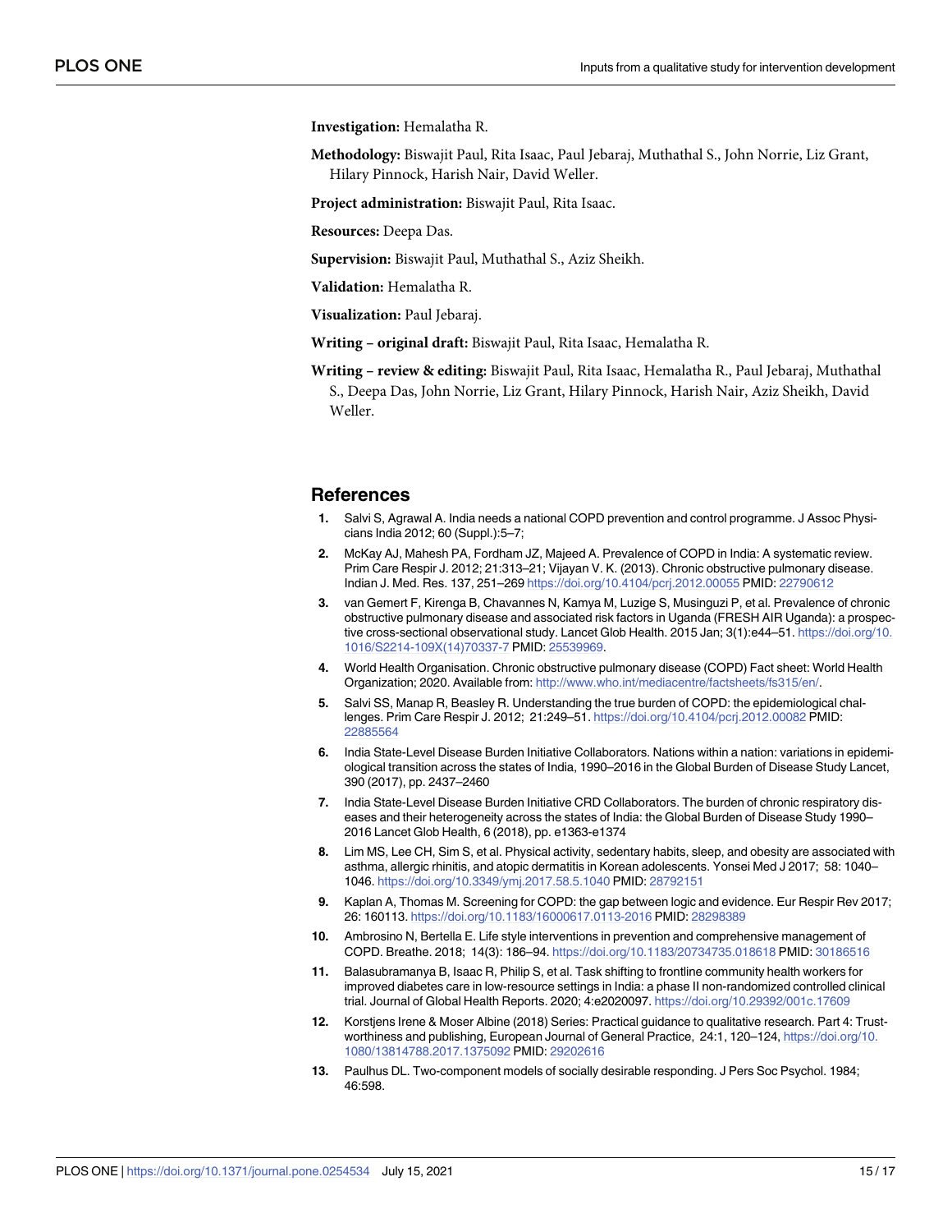**Investigation:** Hemalatha R.

**Methodology:** Biswajit Paul, Rita Isaac, Paul Jebaraj, Muthathal S., John Norrie, Liz Grant, Hilary Pinnock, Harish Nair, David Weller.

**Project administration:** Biswajit Paul, Rita Isaac.

**Resources:** Deepa Das.

**Supervision:** Biswajit Paul, Muthathal S., Aziz Sheikh.

**Validation:** Hemalatha R.

**Visualization:** Paul Jebaraj.

**Writing – original draft:** Biswajit Paul, Rita Isaac, Hemalatha R.

**Writing – review & editing:** Biswajit Paul, Rita Isaac, Hemalatha R., Paul Jebaraj, Muthathal S., Deepa Das, John Norrie, Liz Grant, Hilary Pinnock, Harish Nair, Aziz Sheikh, David Weller.

## References

1. Salvi S, Agrawal A. India needs a national COPD prevention and control programme. J Assoc Physicians India 2012; 60 (Suppl.):5–7;
2. McKay AJ, Mahesh PA, Fordham JZ, Majeed A. Prevalence of COPD in India: A systematic review. Prim Care Respir J. 2012; 21:313–21; Vijayan V. K. (2013). Chronic obstructive pulmonary disease. Indian J. Med. Res. 137, 251–269 https://doi.org/10.4104/pcrj.2012.00055 PMID: 22790612
3. van Gemert F, Kirenga B, Chavannes N, Kamya M, Luzige S, Musinguzi P, et al. Prevalence of chronic obstructive pulmonary disease and associated risk factors in Uganda (FRESH AIR Uganda): a prospective cross-sectional observational study. Lancet Glob Health. 2015 Jan; 3(1):e44–51. https://doi.org/10.1016/S2214-109X(14)70337-7 PMID: 25539969.
4. World Health Organisation. Chronic obstructive pulmonary disease (COPD) Fact sheet: World Health Organization; 2020. Available from: http://www.who.int/mediacentre/factsheets/fs315/en/.
5. Salvi SS, Manap R, Beasley R. Understanding the true burden of COPD: the epidemiological challenges. Prim Care Respir J. 2012; 21:249–51. https://doi.org/10.4104/pcrj.2012.00082 PMID: 22885564
6. India State-Level Disease Burden Initiative Collaborators. Nations within a nation: variations in epidemiological transition across the states of India, 1990–2016 in the Global Burden of Disease Study Lancet, 390 (2017), pp. 2437–2460
7. India State-Level Disease Burden Initiative CRD Collaborators. The burden of chronic respiratory diseases and their heterogeneity across the states of India: the Global Burden of Disease Study 1990–2016 Lancet Glob Health, 6 (2018), pp. e1363-e1374
8. Lim MS, Lee CH, Sim S, et al. Physical activity, sedentary habits, sleep, and obesity are associated with asthma, allergic rhinitis, and atopic dermatitis in Korean adolescents. Yonsei Med J 2017; 58: 1040–1046. https://doi.org/10.3349/ymj.2017.58.5.1040 PMID: 28792151
9. Kaplan A, Thomas M. Screening for COPD: the gap between logic and evidence. Eur Respir Rev 2017; 26: 160113. https://doi.org/10.1183/16000617.0113-2016 PMID: 28298389
10. Ambrosino N, Bertella E. Life style interventions in prevention and comprehensive management of COPD. Breathe. 2018; 14(3): 186–94. https://doi.org/10.1183/20734735.018618 PMID: 30186516
11. Balasubramanya B, Isaac R, Philip S, et al. Task shifting to frontline community health workers for improved diabetes care in low-resource settings in India: a phase II non-randomized controlled clinical trial. Journal of Global Health Reports. 2020; 4:e2020097. https://doi.org/10.29392/001c.17609
12. Korstjens Irene & Moser Albine (2018) Series: Practical guidance to qualitative research. Part 4: Trustworthiness and publishing, European Journal of General Practice, 24:1, 120–124, https://doi.org/10.1080/13814788.2017.1375092 PMID: 29202616
13. Paulhus DL. Two-component models of socially desirable responding. J Pers Soc Psychol. 1984; 46:598.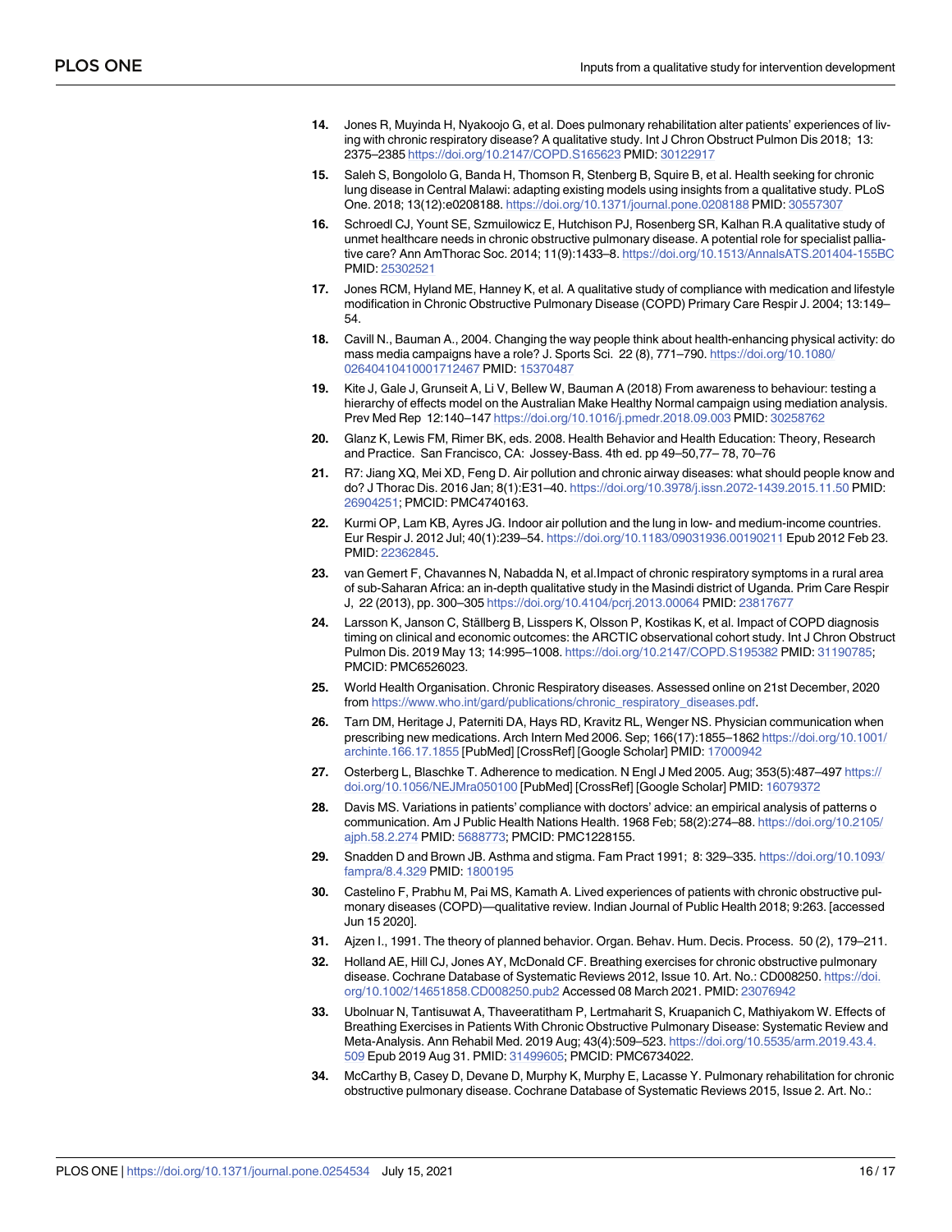14. Jones R, Muyinda H, Nyakoojo G, et al. Does pulmonary rehabilitation alter patients' experiences of living with chronic respiratory disease? A qualitative study. Int J Chron Obstruct Pulmon Dis 2018; 13: 2375–2385 https://doi.org/10.2147/COPD.S165623 PMID: 30122917

15. Saleh S, Bongololo G, Banda H, Thomson R, Stenberg B, Squire B, et al. Health seeking for chronic lung disease in Central Malawi: adapting existing models using insights from a qualitative study. PLoS One. 2018; 13(12):e0208188. https://doi.org/10.1371/journal.pone.0208188 PMID: 30557307

16. Schroedl CJ, Yount SE, Szmuilowicz E, Hutchison PJ, Rosenberg SR, Kalhan R.A qualitative study of unmet healthcare needs in chronic obstructive pulmonary disease. A potential role for specialist palliative care? Ann AmThorac Soc. 2014; 11(9):1433–8. https://doi.org/10.1513/AnnalsATS.201404-155BC PMID: 25302521

17. Jones RCM, Hyland ME, Hanney K, et al. A qualitative study of compliance with medication and lifestyle modification in Chronic Obstructive Pulmonary Disease (COPD) Primary Care Respir J. 2004; 13:149–54.

18. Cavill N., Bauman A., 2004. Changing the way people think about health-enhancing physical activity: do mass media campaigns have a role? J. Sports Sci. 22 (8), 771–790. https://doi.org/10.1080/02640410410001712467 PMID: 15370487

19. Kite J, Gale J, Grunseit A, Li V, Bellew W, Bauman A (2018) From awareness to behaviour: testing a hierarchy of effects model on the Australian Make Healthy Normal campaign using mediation analysis. Prev Med Rep 12:140–147 https://doi.org/10.1016/j.pmedr.2018.09.003 PMID: 30258762

20. Glanz K, Lewis FM, Rimer BK, eds. 2008. Health Behavior and Health Education: Theory, Research and Practice. San Francisco, CA: Jossey-Bass. 4th ed. pp 49–50,77– 78, 70–76

21. R7: Jiang XQ, Mei XD, Feng D. Air pollution and chronic airway diseases: what should people know and do? J Thorac Dis. 2016 Jan; 8(1):E31–40. https://doi.org/10.3978/j.issn.2072-1439.2015.11.50 PMID: 26904251; PMCID: PMC4740163.

22. Kurmi OP, Lam KB, Ayres JG. Indoor air pollution and the lung in low- and medium-income countries. Eur Respir J. 2012 Jul; 40(1):239–54. https://doi.org/10.1183/09031936.00190211 Epub 2012 Feb 23. PMID: 22362845.

23. van Gemert F, Chavannes N, Nabadda N, et al.Impact of chronic respiratory symptoms in a rural area of sub-Saharan Africa: an in-depth qualitative study in the Masindi district of Uganda. Prim Care Respir J, 22 (2013), pp. 300–305 https://doi.org/10.4104/pcrj.2013.00064 PMID: 23817677

24. Larsson K, Janson C, Ställberg B, Lisspers K, Olsson P, Kostikas K, et al. Impact of COPD diagnosis timing on clinical and economic outcomes: the ARCTIC observational cohort study. Int J Chron Obstruct Pulmon Dis. 2019 May 13; 14:995–1008. https://doi.org/10.2147/COPD.S195382 PMID: 31190785; PMCID: PMC6526023.

25. World Health Organisation. Chronic Respiratory diseases. Assessed online on 21st December, 2020 from https://www.who.int/gard/publications/chronic_respiratory_diseases.pdf.

26. Tarn DM, Heritage J, Paterniti DA, Hays RD, Kravitz RL, Wenger NS. Physician communication when prescribing new medications. Arch Intern Med 2006. Sep; 166(17):1855–1862 https://doi.org/10.1001/archinte.166.17.1855 [PubMed] [CrossRef] [Google Scholar] PMID: 17000942

27. Osterberg L, Blaschke T. Adherence to medication. N Engl J Med 2005. Aug; 353(5):487–497 https://doi.org/10.1056/NEJMra050100 [PubMed] [CrossRef] [Google Scholar] PMID: 16079372

28. Davis MS. Variations in patients' compliance with doctors' advice: an empirical analysis of patterns o communication. Am J Public Health Nations Health. 1968 Feb; 58(2):274–88. https://doi.org/10.2105/ajph.58.2.274 PMID: 5688773; PMCID: PMC1228155.

29. Snadden D and Brown JB. Asthma and stigma. Fam Pract 1991; 8: 329–335. https://doi.org/10.1093/fampra/8.4.329 PMID: 1800195

30. Castelino F, Prabhu M, Pai MS, Kamath A. Lived experiences of patients with chronic obstructive pulmonary diseases (COPD)—qualitative review. Indian Journal of Public Health 2018; 9:263. [accessed Jun 15 2020].

31. Ajzen I., 1991. The theory of planned behavior. Organ. Behav. Hum. Decis. Process. 50 (2), 179–211.

32. Holland AE, Hill CJ, Jones AY, McDonald CF. Breathing exercises for chronic obstructive pulmonary disease. Cochrane Database of Systematic Reviews 2012, Issue 10. Art. No.: CD008250. https://doi.org/10.1002/14651858.CD008250.pub2 Accessed 08 March 2021. PMID: 23076942

33. Ubolnuar N, Tantisuwat A, Thaveeratitham P, Lertmaharit S, Kruapanich C, Mathiyakom W. Effects of Breathing Exercises in Patients With Chronic Obstructive Pulmonary Disease: Systematic Review and Meta-Analysis. Ann Rehabil Med. 2019 Aug; 43(4):509–523. https://doi.org/10.5535/arm.2019.43.4.509 Epub 2019 Aug 31. PMID: 31499605; PMCID: PMC6734022.

34. McCarthy B, Casey D, Devane D, Murphy K, Murphy E, Lacasse Y. Pulmonary rehabilitation for chronic obstructive pulmonary disease. Cochrane Database of Systematic Reviews 2015, Issue 2. Art. No.: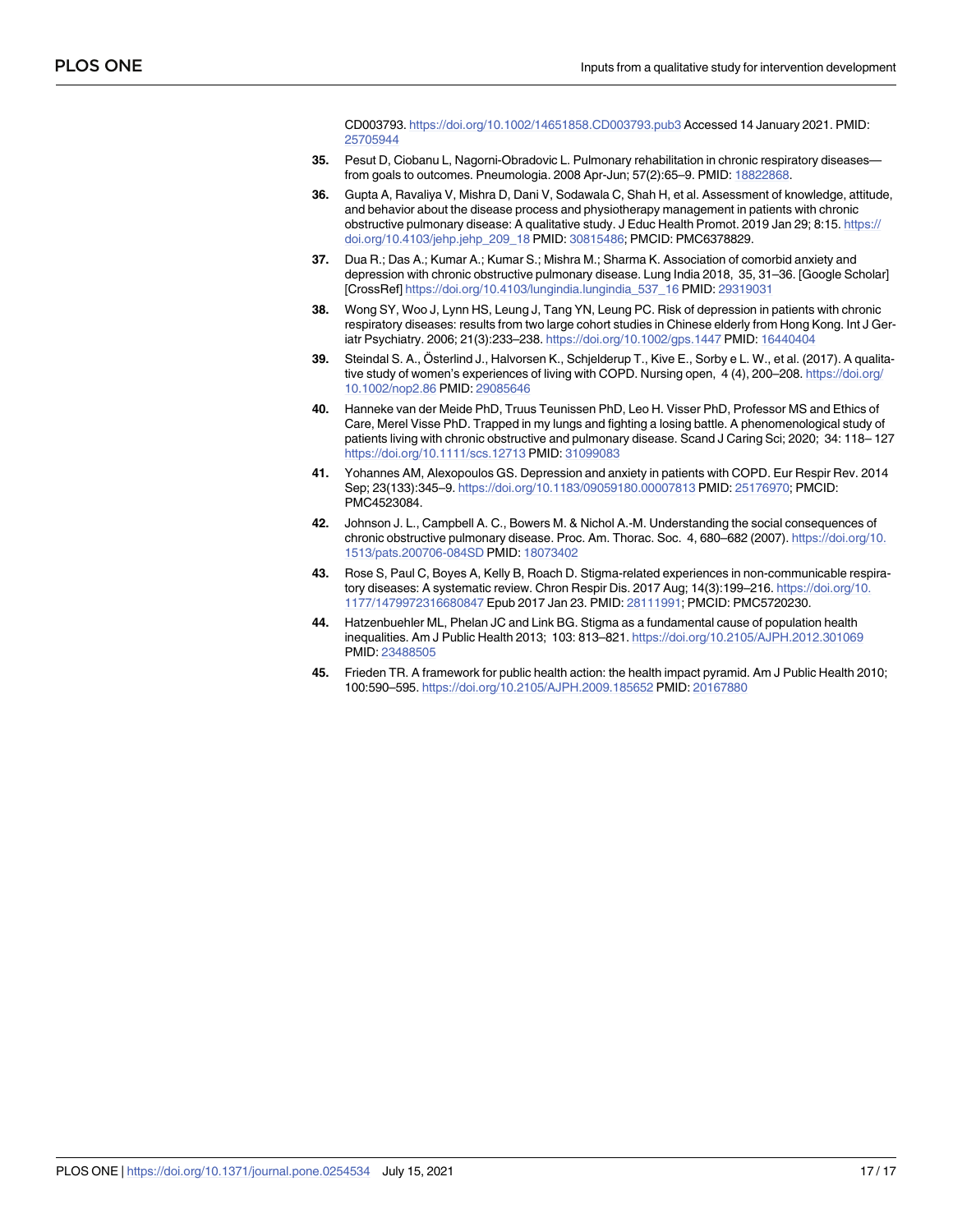CD003793. https://doi.org/10.1002/14651858.CD003793.pub3 Accessed 14 January 2021. PMID: 25705944

35. Pesut D, Ciobanu L, Nagorni-Obradovic L. Pulmonary rehabilitation in chronic respiratory diseases—from goals to outcomes. Pneumologia. 2008 Apr-Jun; 57(2):65–9. PMID: 18822868.

36. Gupta A, Ravaliya V, Mishra D, Dani V, Sodawala C, Shah H, et al. Assessment of knowledge, attitude, and behavior about the disease process and physiotherapy management in patients with chronic obstructive pulmonary disease: A qualitative study. J Educ Health Promot. 2019 Jan 29; 8:15. https://doi.org/10.4103/jehp.jehp_209_18 PMID: 30815486; PMCID: PMC6378829.

37. Dua R.; Das A.; Kumar A.; Kumar S.; Mishra M.; Sharma K. Association of comorbid anxiety and depression with chronic obstructive pulmonary disease. Lung India 2018, 35, 31–36. [Google Scholar] [CrossRef] https://doi.org/10.4103/lungindia.lungindia_537_16 PMID: 29319031

38. Wong SY, Woo J, Lynn HS, Leung J, Tang YN, Leung PC. Risk of depression in patients with chronic respiratory diseases: results from two large cohort studies in Chinese elderly from Hong Kong. Int J Geriatr Psychiatry. 2006; 21(3):233–238. https://doi.org/10.1002/gps.1447 PMID: 16440404

39. Steindal S. A., Österlind J., Halvorsen K., Schjelderup T., Kive E., Sorby e L. W., et al. (2017). A qualitative study of women's experiences of living with COPD. Nursing open, 4 (4), 200–208. https://doi.org/10.1002/nop2.86 PMID: 29085646

40. Hanneke van der Meide PhD, Truus Teunissen PhD, Leo H. Visser PhD, Professor MS and Ethics of Care, Merel Visse PhD. Trapped in my lungs and fighting a losing battle. A phenomenological study of patients living with chronic obstructive and pulmonary disease. Scand J Caring Sci; 2020; 34: 118– 127 https://doi.org/10.1111/scs.12713 PMID: 31099083

41. Yohannes AM, Alexopoulos GS. Depression and anxiety in patients with COPD. Eur Respir Rev. 2014 Sep; 23(133):345–9. https://doi.org/10.1183/09059180.00007813 PMID: 25176970; PMCID: PMC4523084.

42. Johnson J. L., Campbell A. C., Bowers M. & Nichol A.-M. Understanding the social consequences of chronic obstructive pulmonary disease. Proc. Am. Thorac. Soc. 4, 680–682 (2007). https://doi.org/10.1513/pats.200706-084SD PMID: 18073402

43. Rose S, Paul C, Boyes A, Kelly B, Roach D. Stigma-related experiences in non-communicable respiratory diseases: A systematic review. Chron Respir Dis. 2017 Aug; 14(3):199–216. https://doi.org/10.1177/1479972316680847 Epub 2017 Jan 23. PMID: 28111991; PMCID: PMC5720230.

44. Hatzenbuehler ML, Phelan JC and Link BG. Stigma as a fundamental cause of population health inequalities. Am J Public Health 2013; 103: 813–821. https://doi.org/10.2105/AJPH.2012.301069 PMID: 23488505

45. Frieden TR. A framework for public health action: the health impact pyramid. Am J Public Health 2010; 100:590–595. https://doi.org/10.2105/AJPH.2009.185652 PMID: 20167880